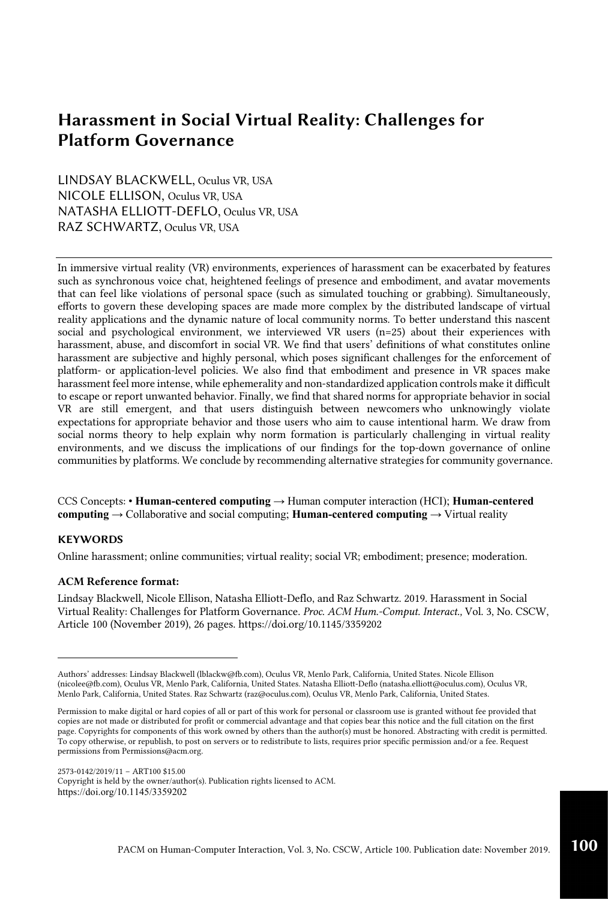# Harassment in Social Virtual Reality: Challenges for Platform Governance

LINDSAY BLACKWELL, Oculus VR, USA
NICOLE ELLISON, Oculus VR, USA
NATASHA ELLIOTT-DEFLO, Oculus VR, USA
RAZ SCHWARTZ, Oculus VR, USA

In immersive virtual reality (VR) environments, experiences of harassment can be exacerbated by features such as synchronous voice chat, heightened feelings of presence and embodiment, and avatar movements that can feel like violations of personal space (such as simulated touching or grabbing). Simultaneously, efforts to govern these developing spaces are made more complex by the distributed landscape of virtual reality applications and the dynamic nature of local community norms. To better understand this nascent social and psychological environment, we interviewed VR users (n=25) about their experiences with harassment, abuse, and discomfort in social VR. We find that users' definitions of what constitutes online harassment are subjective and highly personal, which poses significant challenges for the enforcement of platform- or application-level policies. We also find that embodiment and presence in VR spaces make harassment feel more intense, while ephemerality and non-standardized application controls make it difficult to escape or report unwanted behavior. Finally, we find that shared norms for appropriate behavior in social VR are still emergent, and that users distinguish between newcomers who unknowingly violate expectations for appropriate behavior and those users who aim to cause intentional harm. We draw from social norms theory to help explain why norm formation is particularly challenging in virtual reality environments, and we discuss the implications of our findings for the top-down governance of online communities by platforms. We conclude by recommending alternative strategies for community governance.

CCS Concepts: • **Human-centered computing** → Human computer interaction (HCI); **Human-centered computing** → Collaborative and social computing; **Human-centered computing** → Virtual reality

### KEYWORDS

Online harassment; online communities; virtual reality; social VR; embodiment; presence; moderation.

### ACM Reference format:

Lindsay Blackwell, Nicole Ellison, Natasha Elliott-Deflo, and Raz Schwartz. 2019. Harassment in Social Virtual Reality: Challenges for Platform Governance. *Proc. ACM Hum.-Comput. Interact.,* Vol. 3, No. CSCW, Article 100 (November 2019), 26 pages. https://doi.org/10.1145/3359202

---

Authors' addresses: Lindsay Blackwell (lblackw@fb.com), Oculus VR, Menlo Park, California, United States. Nicole Ellison (nicolee@fb.com), Oculus VR, Menlo Park, California, United States. Natasha Elliott-Deflo (natasha.elliott@oculus.com), Oculus VR, Menlo Park, California, United States. Raz Schwartz (raz@oculus.com), Oculus VR, Menlo Park, California, United States.

Permission to make digital or hard copies of all or part of this work for personal or classroom use is granted without fee provided that copies are not made or distributed for profit or commercial advantage and that copies bear this notice and the full citation on the first page. Copyrights for components of this work owned by others than the author(s) must be honored. Abstracting with credit is permitted. To copy otherwise, or republish, to post on servers or to redistribute to lists, requires prior specific permission and/or a fee. Request permissions from Permissions@acm.org.

2573-0142/2019/11 – ART100 $15.00
Copyright is held by the owner/author(s). Publication rights licensed to ACM.
https://doi.org/10.1145/3359202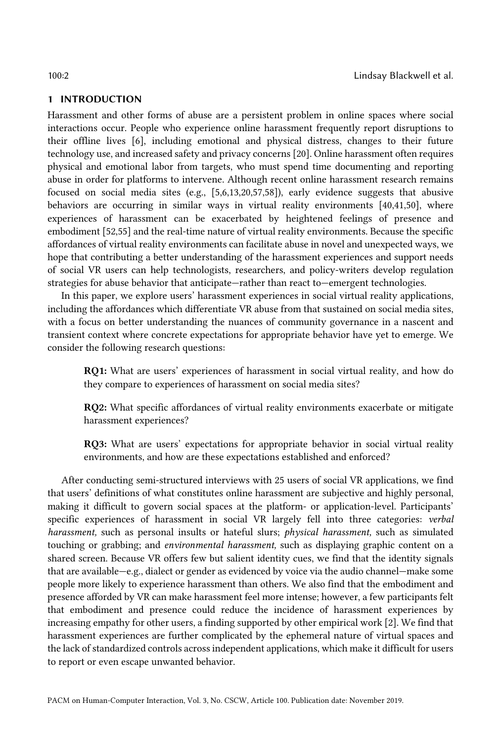# 1 INTRODUCTION

Harassment and other forms of abuse are a persistent problem in online spaces where social interactions occur. People who experience online harassment frequently report disruptions to their offline lives [6], including emotional and physical distress, changes to their future technology use, and increased safety and privacy concerns [20]. Online harassment often requires physical and emotional labor from targets, who must spend time documenting and reporting abuse in order for platforms to intervene. Although recent online harassment research remains focused on social media sites (e.g., [5,6,13,20,57,58]), early evidence suggests that abusive behaviors are occurring in similar ways in virtual reality environments [40,41,50], where experiences of harassment can be exacerbated by heightened feelings of presence and embodiment [52,55] and the real-time nature of virtual reality environments. Because the specific affordances of virtual reality environments can facilitate abuse in novel and unexpected ways, we hope that contributing a better understanding of the harassment experiences and support needs of social VR users can help technologists, researchers, and policy-writers develop regulation strategies for abuse behavior that anticipate—rather than react to—emergent technologies.

In this paper, we explore users' harassment experiences in social virtual reality applications, including the affordances which differentiate VR abuse from that sustained on social media sites, with a focus on better understanding the nuances of community governance in a nascent and transient context where concrete expectations for appropriate behavior have yet to emerge. We consider the following research questions:

> **RQ1:** What are users' experiences of harassment in social virtual reality, and how do they compare to experiences of harassment on social media sites?
>
> **RQ2:** What specific affordances of virtual reality environments exacerbate or mitigate harassment experiences?
>
> **RQ3:** What are users' expectations for appropriate behavior in social virtual reality environments, and how are these expectations established and enforced?

After conducting semi-structured interviews with 25 users of social VR applications, we find that users' definitions of what constitutes online harassment are subjective and highly personal, making it difficult to govern social spaces at the platform- or application-level. Participants' specific experiences of harassment in social VR largely fell into three categories: *verbal harassment,* such as personal insults or hateful slurs; *physical harassment,* such as simulated touching or grabbing; and *environmental harassment,* such as displaying graphic content on a shared screen. Because VR offers few but salient identity cues, we find that the identity signals that are available—e.g., dialect or gender as evidenced by voice via the audio channel—make some people more likely to experience harassment than others. We also find that the embodiment and presence afforded by VR can make harassment feel more intense; however, a few participants felt that embodiment and presence could reduce the incidence of harassment experiences by increasing empathy for other users, a finding supported by other empirical work [2]. We find that harassment experiences are further complicated by the ephemeral nature of virtual spaces and the lack of standardized controls across independent applications, which make it difficult for users to report or even escape unwanted behavior.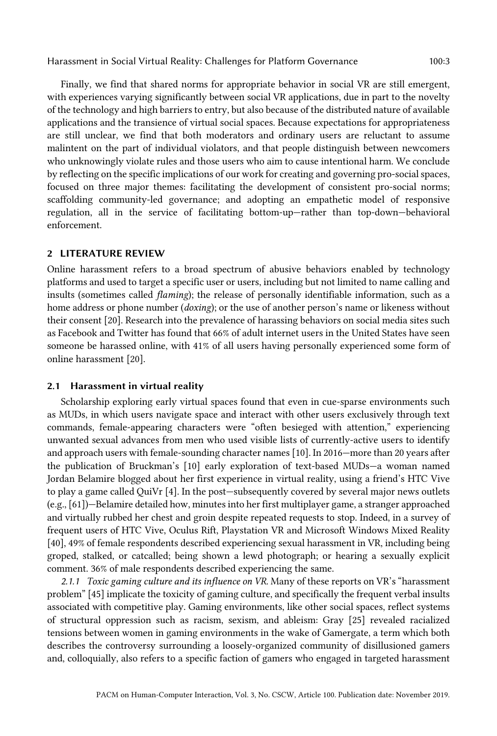Finally, we find that shared norms for appropriate behavior in social VR are still emergent, with experiences varying significantly between social VR applications, due in part to the novelty of the technology and high barriers to entry, but also because of the distributed nature of available applications and the transience of virtual social spaces. Because expectations for appropriateness are still unclear, we find that both moderators and ordinary users are reluctant to assume malintent on the part of individual violators, and that people distinguish between newcomers who unknowingly violate rules and those users who aim to cause intentional harm. We conclude by reflecting on the specific implications of our work for creating and governing pro-social spaces, focused on three major themes: facilitating the development of consistent pro-social norms; scaffolding community-led governance; and adopting an empathetic model of responsive regulation, all in the service of facilitating bottom-up—rather than top-down—behavioral enforcement.

## 2 LITERATURE REVIEW

Online harassment refers to a broad spectrum of abusive behaviors enabled by technology platforms and used to target a specific user or users, including but not limited to name calling and insults (sometimes called *flaming*); the release of personally identifiable information, such as a home address or phone number (*doxing*); or the use of another person's name or likeness without their consent [20]. Research into the prevalence of harassing behaviors on social media sites such as Facebook and Twitter has found that 66% of adult internet users in the United States have seen someone be harassed online, with 41% of all users having personally experienced some form of online harassment [20].

### 2.1 Harassment in virtual reality

Scholarship exploring early virtual spaces found that even in cue-sparse environments such as MUDs, in which users navigate space and interact with other users exclusively through text commands, female-appearing characters were "often besieged with attention," experiencing unwanted sexual advances from men who used visible lists of currently-active users to identify and approach users with female-sounding character names [10]. In 2016—more than 20 years after the publication of Bruckman's [10] early exploration of text-based MUDs—a woman named Jordan Belamire blogged about her first experience in virtual reality, using a friend's HTC Vive to play a game called QuiVr [4]. In the post—subsequently covered by several major news outlets (e.g., [61])—Belamire detailed how, minutes into her first multiplayer game, a stranger approached and virtually rubbed her chest and groin despite repeated requests to stop. Indeed, in a survey of frequent users of HTC Vive, Oculus Rift, Playstation VR and Microsoft Windows Mixed Reality [40], 49% of female respondents described experiencing sexual harassment in VR, including being groped, stalked, or catcalled; being shown a lewd photograph; or hearing a sexually explicit comment. 36% of male respondents described experiencing the same.

#### 2.1.1 *Toxic gaming culture and its influence on VR.*

Many of these reports on VR's "harassment problem" [45] implicate the toxicity of gaming culture, and specifically the frequent verbal insults associated with competitive play. Gaming environments, like other social spaces, reflect systems of structural oppression such as racism, sexism, and ableism: Gray [25] revealed racialized tensions between women in gaming environments in the wake of Gamergate, a term which both describes the controversy surrounding a loosely-organized community of disillusioned gamers and, colloquially, also refers to a specific faction of gamers who engaged in targeted harassment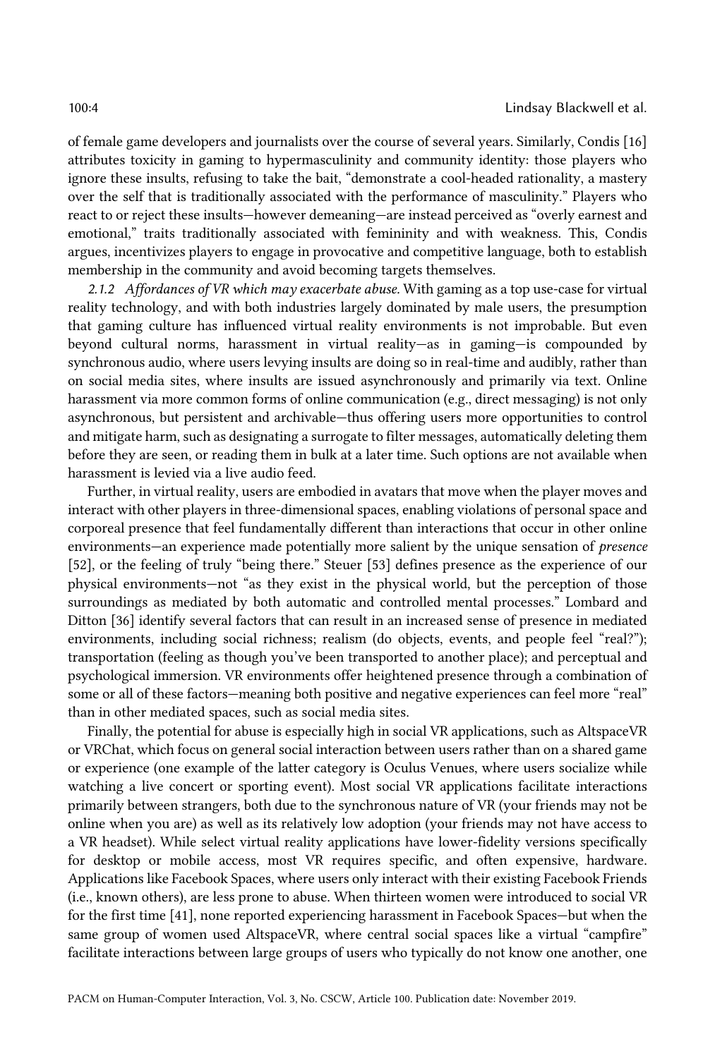of female game developers and journalists over the course of several years. Similarly, Condis [16] attributes toxicity in gaming to hypermasculinity and community identity: those players who ignore these insults, refusing to take the bait, "demonstrate a cool-headed rationality, a mastery over the self that is traditionally associated with the performance of masculinity." Players who react to or reject these insults—however demeaning—are instead perceived as "overly earnest and emotional," traits traditionally associated with femininity and with weakness. This, Condis argues, incentivizes players to engage in provocative and competitive language, both to establish membership in the community and avoid becoming targets themselves.

*2.1.2 Affordances of VR which may exacerbate abuse.* With gaming as a top use-case for virtual reality technology, and with both industries largely dominated by male users, the presumption that gaming culture has influenced virtual reality environments is not improbable. But even beyond cultural norms, harassment in virtual reality—as in gaming—is compounded by synchronous audio, where users levying insults are doing so in real-time and audibly, rather than on social media sites, where insults are issued asynchronously and primarily via text. Online harassment via more common forms of online communication (e.g., direct messaging) is not only asynchronous, but persistent and archivable—thus offering users more opportunities to control and mitigate harm, such as designating a surrogate to filter messages, automatically deleting them before they are seen, or reading them in bulk at a later time. Such options are not available when harassment is levied via a live audio feed.

Further, in virtual reality, users are embodied in avatars that move when the player moves and interact with other players in three-dimensional spaces, enabling violations of personal space and corporeal presence that feel fundamentally different than interactions that occur in other online environments—an experience made potentially more salient by the unique sensation of *presence* [52], or the feeling of truly "being there." Steuer [53] defines presence as the experience of our physical environments—not "as they exist in the physical world, but the perception of those surroundings as mediated by both automatic and controlled mental processes." Lombard and Ditton [36] identify several factors that can result in an increased sense of presence in mediated environments, including social richness; realism (do objects, events, and people feel "real?"); transportation (feeling as though you've been transported to another place); and perceptual and psychological immersion. VR environments offer heightened presence through a combination of some or all of these factors—meaning both positive and negative experiences can feel more "real" than in other mediated spaces, such as social media sites.

Finally, the potential for abuse is especially high in social VR applications, such as AltspaceVR or VRChat, which focus on general social interaction between users rather than on a shared game or experience (one example of the latter category is Oculus Venues, where users socialize while watching a live concert or sporting event). Most social VR applications facilitate interactions primarily between strangers, both due to the synchronous nature of VR (your friends may not be online when you are) as well as its relatively low adoption (your friends may not have access to a VR headset). While select virtual reality applications have lower-fidelity versions specifically for desktop or mobile access, most VR requires specific, and often expensive, hardware. Applications like Facebook Spaces, where users only interact with their existing Facebook Friends (i.e., known others), are less prone to abuse. When thirteen women were introduced to social VR for the first time [41], none reported experiencing harassment in Facebook Spaces—but when the same group of women used AltspaceVR, where central social spaces like a virtual "campfire" facilitate interactions between large groups of users who typically do not know one another, one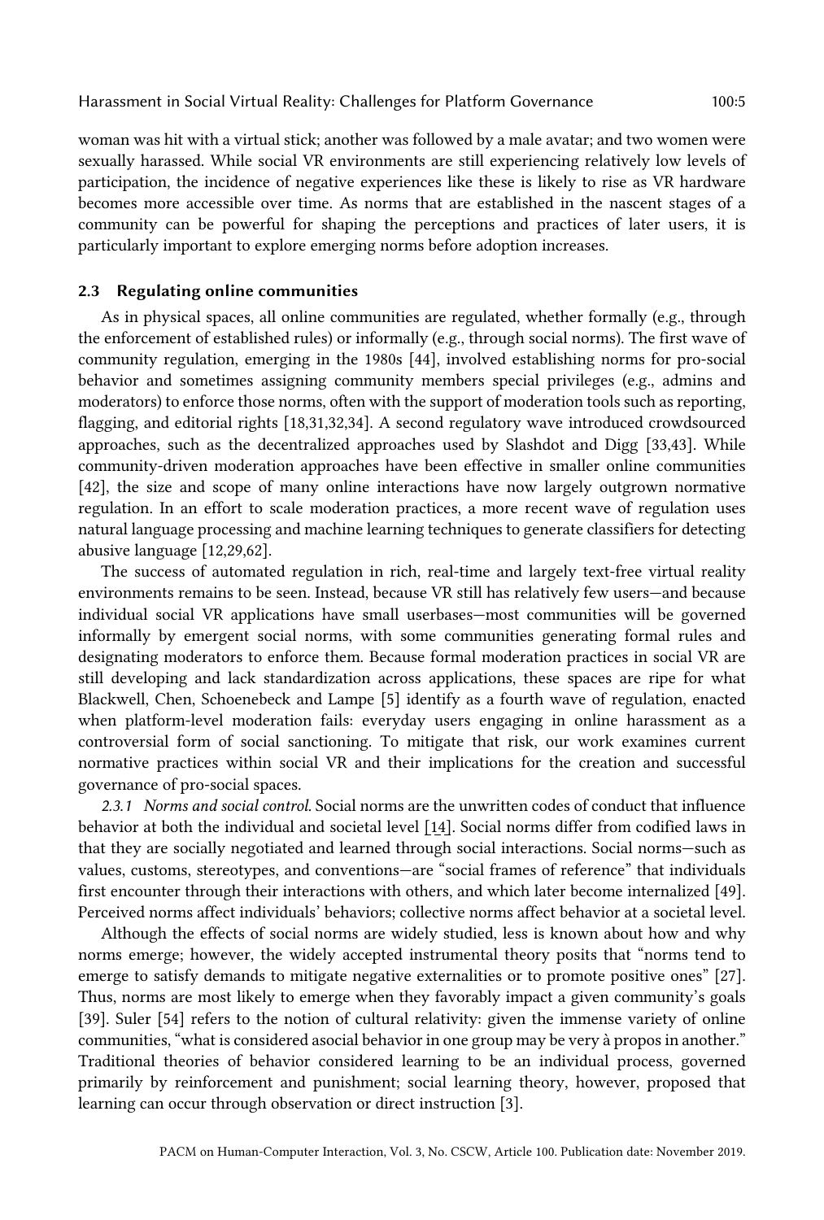woman was hit with a virtual stick; another was followed by a male avatar; and two women were sexually harassed. While social VR environments are still experiencing relatively low levels of participation, the incidence of negative experiences like these is likely to rise as VR hardware becomes more accessible over time. As norms that are established in the nascent stages of a community can be powerful for shaping the perceptions and practices of later users, it is particularly important to explore emerging norms before adoption increases.

### 2.3 Regulating online communities

As in physical spaces, all online communities are regulated, whether formally (e.g., through the enforcement of established rules) or informally (e.g., through social norms). The first wave of community regulation, emerging in the 1980s [44], involved establishing norms for pro-social behavior and sometimes assigning community members special privileges (e.g., admins and moderators) to enforce those norms, often with the support of moderation tools such as reporting, flagging, and editorial rights [18,31,32,34]. A second regulatory wave introduced crowdsourced approaches, such as the decentralized approaches used by Slashdot and Digg [33,43]. While community-driven moderation approaches have been effective in smaller online communities [42], the size and scope of many online interactions have now largely outgrown normative regulation. In an effort to scale moderation practices, a more recent wave of regulation uses natural language processing and machine learning techniques to generate classifiers for detecting abusive language [12,29,62].

The success of automated regulation in rich, real-time and largely text-free virtual reality environments remains to be seen. Instead, because VR still has relatively few users—and because individual social VR applications have small userbases—most communities will be governed informally by emergent social norms, with some communities generating formal rules and designating moderators to enforce them. Because formal moderation practices in social VR are still developing and lack standardization across applications, these spaces are ripe for what Blackwell, Chen, Schoenebeck and Lampe [5] identify as a fourth wave of regulation, enacted when platform-level moderation fails: everyday users engaging in online harassment as a controversial form of social sanctioning. To mitigate that risk, our work examines current normative practices within social VR and their implications for the creation and successful governance of pro-social spaces.

*2.3.1 Norms and social control.* Social norms are the unwritten codes of conduct that influence behavior at both the individual and societal level [14]. Social norms differ from codified laws in that they are socially negotiated and learned through social interactions. Social norms—such as values, customs, stereotypes, and conventions—are "social frames of reference" that individuals first encounter through their interactions with others, and which later become internalized [49]. Perceived norms affect individuals' behaviors; collective norms affect behavior at a societal level.

Although the effects of social norms are widely studied, less is known about how and why norms emerge; however, the widely accepted instrumental theory posits that "norms tend to emerge to satisfy demands to mitigate negative externalities or to promote positive ones" [27]. Thus, norms are most likely to emerge when they favorably impact a given community's goals [39]. Suler [54] refers to the notion of cultural relativity: given the immense variety of online communities, "what is considered asocial behavior in one group may be very à propos in another." Traditional theories of behavior considered learning to be an individual process, governed primarily by reinforcement and punishment; social learning theory, however, proposed that learning can occur through observation or direct instruction [3].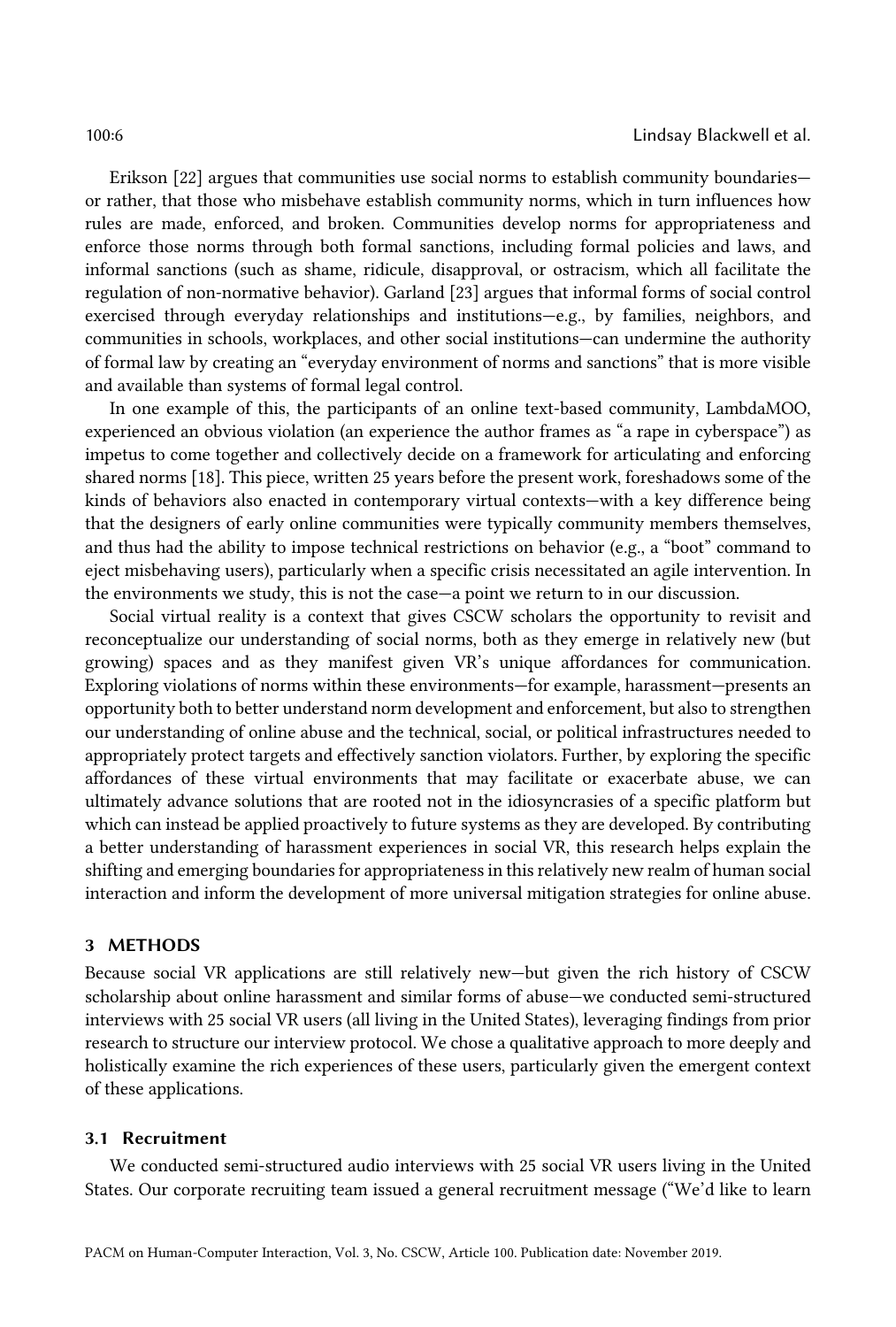Erikson [22] argues that communities use social norms to establish community boundaries—or rather, that those who misbehave establish community norms, which in turn influences how rules are made, enforced, and broken. Communities develop norms for appropriateness and enforce those norms through both formal sanctions, including formal policies and laws, and informal sanctions (such as shame, ridicule, disapproval, or ostracism, which all facilitate the regulation of non-normative behavior). Garland [23] argues that informal forms of social control exercised through everyday relationships and institutions—e.g., by families, neighbors, and communities in schools, workplaces, and other social institutions—can undermine the authority of formal law by creating an "everyday environment of norms and sanctions" that is more visible and available than systems of formal legal control.

In one example of this, the participants of an online text-based community, LambdaMOO, experienced an obvious violation (an experience the author frames as "a rape in cyberspace") as impetus to come together and collectively decide on a framework for articulating and enforcing shared norms [18]. This piece, written 25 years before the present work, foreshadows some of the kinds of behaviors also enacted in contemporary virtual contexts—with a key difference being that the designers of early online communities were typically community members themselves, and thus had the ability to impose technical restrictions on behavior (e.g., a "boot" command to eject misbehaving users), particularly when a specific crisis necessitated an agile intervention. In the environments we study, this is not the case—a point we return to in our discussion.

Social virtual reality is a context that gives CSCW scholars the opportunity to revisit and reconceptualize our understanding of social norms, both as they emerge in relatively new (but growing) spaces and as they manifest given VR's unique affordances for communication. Exploring violations of norms within these environments—for example, harassment—presents an opportunity both to better understand norm development and enforcement, but also to strengthen our understanding of online abuse and the technical, social, or political infrastructures needed to appropriately protect targets and effectively sanction violators. Further, by exploring the specific affordances of these virtual environments that may facilitate or exacerbate abuse, we can ultimately advance solutions that are rooted not in the idiosyncrasies of a specific platform but which can instead be applied proactively to future systems as they are developed. By contributing a better understanding of harassment experiences in social VR, this research helps explain the shifting and emerging boundaries for appropriateness in this relatively new realm of human social interaction and inform the development of more universal mitigation strategies for online abuse.

## 3 METHODS

Because social VR applications are still relatively new—but given the rich history of CSCW scholarship about online harassment and similar forms of abuse—we conducted semi-structured interviews with 25 social VR users (all living in the United States), leveraging findings from prior research to structure our interview protocol. We chose a qualitative approach to more deeply and holistically examine the rich experiences of these users, particularly given the emergent context of these applications.

### 3.1 Recruitment

We conducted semi-structured audio interviews with 25 social VR users living in the United States. Our corporate recruiting team issued a general recruitment message ("We'd like to learn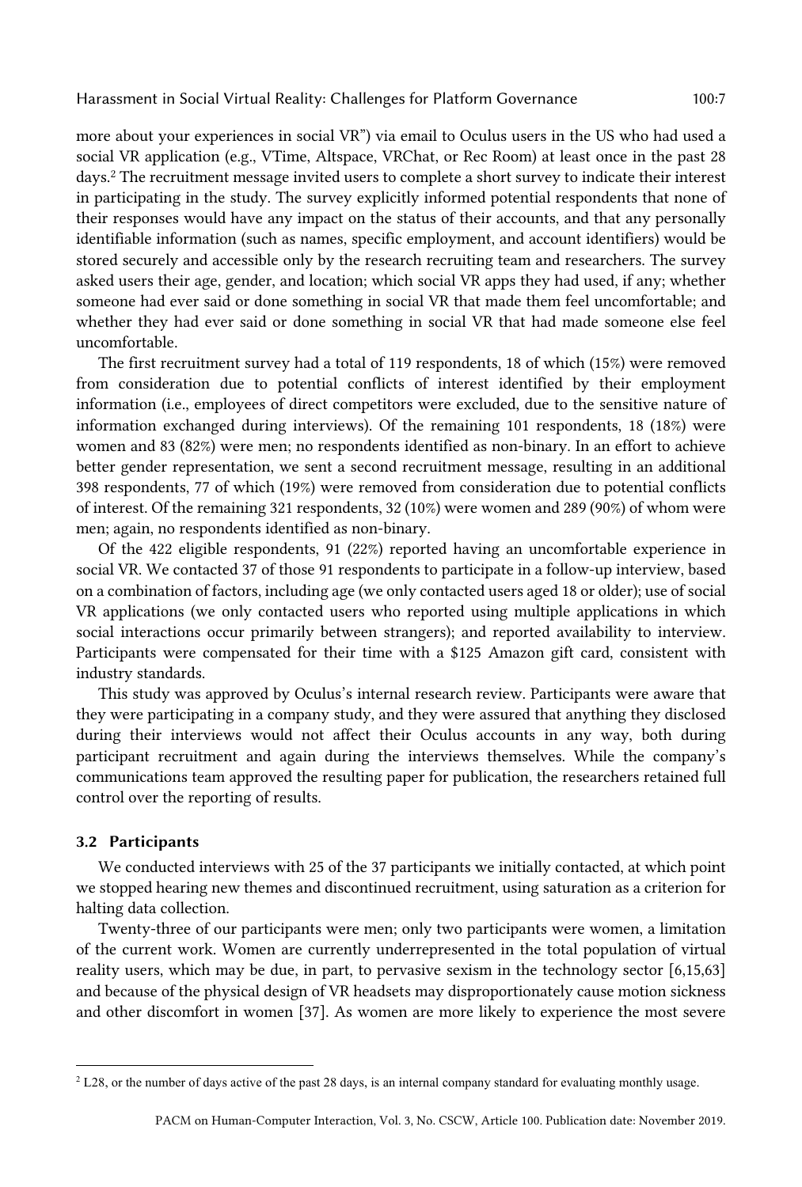more about your experiences in social VR") via email to Oculus users in the US who had used a social VR application (e.g., VTime, Altspace, VRChat, or Rec Room) at least once in the past 28 days.[2] The recruitment message invited users to complete a short survey to indicate their interest in participating in the study. The survey explicitly informed potential respondents that none of their responses would have any impact on the status of their accounts, and that any personally identifiable information (such as names, specific employment, and account identifiers) would be stored securely and accessible only by the research recruiting team and researchers. The survey asked users their age, gender, and location; which social VR apps they had used, if any; whether someone had ever said or done something in social VR that made them feel uncomfortable; and whether they had ever said or done something in social VR that had made someone else feel uncomfortable.

The first recruitment survey had a total of 119 respondents, 18 of which (15%) were removed from consideration due to potential conflicts of interest identified by their employment information (i.e., employees of direct competitors were excluded, due to the sensitive nature of information exchanged during interviews). Of the remaining 101 respondents, 18 (18%) were women and 83 (82%) were men; no respondents identified as non-binary. In an effort to achieve better gender representation, we sent a second recruitment message, resulting in an additional 398 respondents, 77 of which (19%) were removed from consideration due to potential conflicts of interest. Of the remaining 321 respondents, 32 (10%) were women and 289 (90%) of whom were men; again, no respondents identified as non-binary.

Of the 422 eligible respondents, 91 (22%) reported having an uncomfortable experience in social VR. We contacted 37 of those 91 respondents to participate in a follow-up interview, based on a combination of factors, including age (we only contacted users aged 18 or older); use of social VR applications (we only contacted users who reported using multiple applications in which social interactions occur primarily between strangers); and reported availability to interview. Participants were compensated for their time with a $125 Amazon gift card, consistent with industry standards.

This study was approved by Oculus's internal research review. Participants were aware that they were participating in a company study, and they were assured that anything they disclosed during their interviews would not affect their Oculus accounts in any way, both during participant recruitment and again during the interviews themselves. While the company's communications team approved the resulting paper for publication, the researchers retained full control over the reporting of results.

### 3.2 Participants

We conducted interviews with 25 of the 37 participants we initially contacted, at which point we stopped hearing new themes and discontinued recruitment, using saturation as a criterion for halting data collection.

Twenty-three of our participants were men; only two participants were women, a limitation of the current work. Women are currently underrepresented in the total population of virtual reality users, which may be due, in part, to pervasive sexism in the technology sector [6,15,63] and because of the physical design of VR headsets may disproportionately cause motion sickness and other discomfort in women [37]. As women are more likely to experience the most severe

[2] L28, or the number of days active of the past 28 days, is an internal company standard for evaluating monthly usage.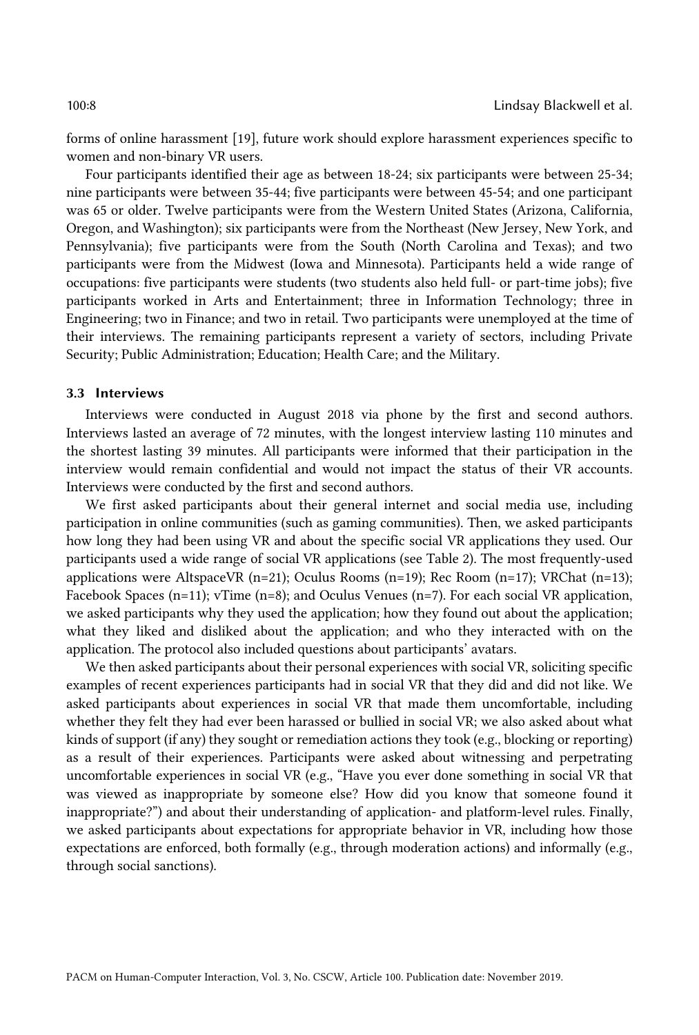forms of online harassment [19], future work should explore harassment experiences specific to women and non-binary VR users.

Four participants identified their age as between 18-24; six participants were between 25-34; nine participants were between 35-44; five participants were between 45-54; and one participant was 65 or older. Twelve participants were from the Western United States (Arizona, California, Oregon, and Washington); six participants were from the Northeast (New Jersey, New York, and Pennsylvania); five participants were from the South (North Carolina and Texas); and two participants were from the Midwest (Iowa and Minnesota). Participants held a wide range of occupations: five participants were students (two students also held full- or part-time jobs); five participants worked in Arts and Entertainment; three in Information Technology; three in Engineering; two in Finance; and two in retail. Two participants were unemployed at the time of their interviews. The remaining participants represent a variety of sectors, including Private Security; Public Administration; Education; Health Care; and the Military.

### 3.3 Interviews

Interviews were conducted in August 2018 via phone by the first and second authors. Interviews lasted an average of 72 minutes, with the longest interview lasting 110 minutes and the shortest lasting 39 minutes. All participants were informed that their participation in the interview would remain confidential and would not impact the status of their VR accounts. Interviews were conducted by the first and second authors.

We first asked participants about their general internet and social media use, including participation in online communities (such as gaming communities). Then, we asked participants how long they had been using VR and about the specific social VR applications they used. Our participants used a wide range of social VR applications (see Table 2). The most frequently-used applications were AltspaceVR (n=21); Oculus Rooms (n=19); Rec Room (n=17); VRChat (n=13); Facebook Spaces (n=11); vTime (n=8); and Oculus Venues (n=7). For each social VR application, we asked participants why they used the application; how they found out about the application; what they liked and disliked about the application; and who they interacted with on the application. The protocol also included questions about participants' avatars.

We then asked participants about their personal experiences with social VR, soliciting specific examples of recent experiences participants had in social VR that they did and did not like. We asked participants about experiences in social VR that made them uncomfortable, including whether they felt they had ever been harassed or bullied in social VR; we also asked about what kinds of support (if any) they sought or remediation actions they took (e.g., blocking or reporting) as a result of their experiences. Participants were asked about witnessing and perpetrating uncomfortable experiences in social VR (e.g., "Have you ever done something in social VR that was viewed as inappropriate by someone else? How did you know that someone found it inappropriate?") and about their understanding of application- and platform-level rules. Finally, we asked participants about expectations for appropriate behavior in VR, including how those expectations are enforced, both formally (e.g., through moderation actions) and informally (e.g., through social sanctions).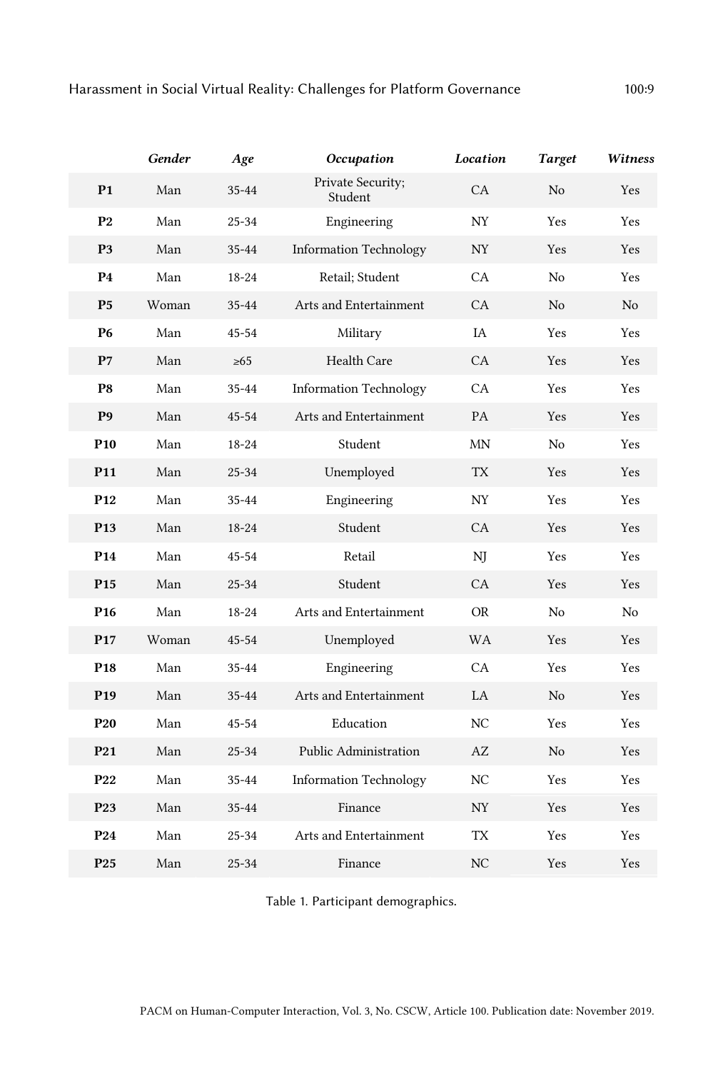| | *Gender* | *Age* | *Occupation* | *Location* | *Target* | *Witness* |
|---|---|---|---|---|---|---|
| **P1** | Man | 35-44 | Private Security; Student | CA | No | Yes |
| **P2** | Man | 25-34 | Engineering | NY | Yes | Yes |
| **P3** | Man | 35-44 | Information Technology | NY | Yes | Yes |
| **P4** | Man | 18-24 | Retail; Student | CA | No | Yes |
| **P5** | Woman | 35-44 | Arts and Entertainment | CA | No | No |
| **P6** | Man | 45-54 | Military | IA | Yes | Yes |
| **P7** | Man | ≥65 | Health Care | CA | Yes | Yes |
| **P8** | Man | 35-44 | Information Technology | CA | Yes | Yes |
| **P9** | Man | 45-54 | Arts and Entertainment | PA | Yes | Yes |
| **P10** | Man | 18-24 | Student | MN | No | Yes |
| **P11** | Man | 25-34 | Unemployed | TX | Yes | Yes |
| **P12** | Man | 35-44 | Engineering | NY | Yes | Yes |
| **P13** | Man | 18-24 | Student | CA | Yes | Yes |
| **P14** | Man | 45-54 | Retail | NJ | Yes | Yes |
| **P15** | Man | 25-34 | Student | CA | Yes | Yes |
| **P16** | Man | 18-24 | Arts and Entertainment | OR | No | No |
| **P17** | Woman | 45-54 | Unemployed | WA | Yes | Yes |
| **P18** | Man | 35-44 | Engineering | CA | Yes | Yes |
| **P19** | Man | 35-44 | Arts and Entertainment | LA | No | Yes |
| **P20** | Man | 45-54 | Education | NC | Yes | Yes |
| **P21** | Man | 25-34 | Public Administration | AZ | No | Yes |
| **P22** | Man | 35-44 | Information Technology | NC | Yes | Yes |
| **P23** | Man | 35-44 | Finance | NY | Yes | Yes |
| **P24** | Man | 25-34 | Arts and Entertainment | TX | Yes | Yes |
| **P25** | Man | 25-34 | Finance | NC | Yes | Yes |

Table 1. Participant demographics.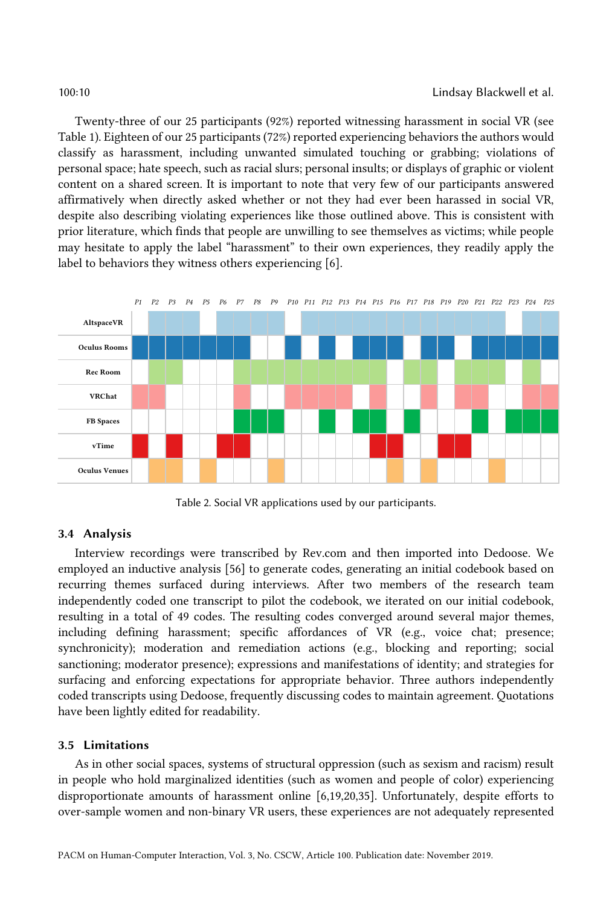Twenty-three of our 25 participants (92%) reported witnessing harassment in social VR (see Table 1). Eighteen of our 25 participants (72%) reported experiencing behaviors the authors would classify as harassment, including unwanted simulated touching or grabbing; violations of personal space; hate speech, such as racial slurs; personal insults; or displays of graphic or violent content on a shared screen. It is important to note that very few of our participants answered affirmatively when directly asked whether or not they had ever been harassed in social VR, despite also describing violating experiences like those outlined above. This is consistent with prior literature, which finds that people are unwilling to see themselves as victims; while people may hesitate to apply the label "harassment" to their own experiences, they readily apply the label to behaviors they witness others experiencing [6].

| | P1 | P2 | P3 | P4 | P5 | P6 | P7 | P8 | P9 | P10 | P11 | P12 | P13 | P14 | P15 | P16 | P17 | P18 | P19 | P20 | P21 | P22 | P23 | P24 | P25 |
|---|---|---|---|---|---|---|---|---|---|---|---|---|---|---|---|---|---|---|---|---|---|---|---|---|---|
| **AltspaceVR** | | X | X | X | | X | X | X | X | | X | X | X | X | X | X | X | X | X | X | X | X | | X | X |
| **Oculus Rooms** | X | X | X | X | X | X | X | | | X | | X | | X | X | X | | X | X | | X | X | X | X | X |
| **Rec Room** | | X | X | | | | X | X | X | X | X | X | X | X | X | | X | X | | X | X | X | | X | |
| **VRChat** | X | X | | | | | X | | | X | X | X | X | | X | | | X | | X | X | | | X | X |
| **FB Spaces** | | | | | | | X | X | X | | | X | | X | X | | X | | | | X | | X | X | X |
| **vTime** | X | | X | | | X | X | | | | | | | | X | X | | | X | X | | | | | |
| **Oculus Venues** | | X | X | | X | | | | X | | | | | | | X | | X | | | | X | | | |

Table 2. Social VR applications used by our participants.

### 3.4 Analysis

Interview recordings were transcribed by Rev.com and then imported into Dedoose. We employed an inductive analysis [56] to generate codes, generating an initial codebook based on recurring themes surfaced during interviews. After two members of the research team independently coded one transcript to pilot the codebook, we iterated on our initial codebook, resulting in a total of 49 codes. The resulting codes converged around several major themes, including defining harassment; specific affordances of VR (e.g., voice chat; presence; synchronicity); moderation and remediation actions (e.g., blocking and reporting; social sanctioning; moderator presence); expressions and manifestations of identity; and strategies for surfacing and enforcing expectations for appropriate behavior. Three authors independently coded transcripts using Dedoose, frequently discussing codes to maintain agreement. Quotations have been lightly edited for readability.

### 3.5 Limitations

As in other social spaces, systems of structural oppression (such as sexism and racism) result in people who hold marginalized identities (such as women and people of color) experiencing disproportionate amounts of harassment online [6,19,20,35]. Unfortunately, despite efforts to over-sample women and non-binary VR users, these experiences are not adequately represented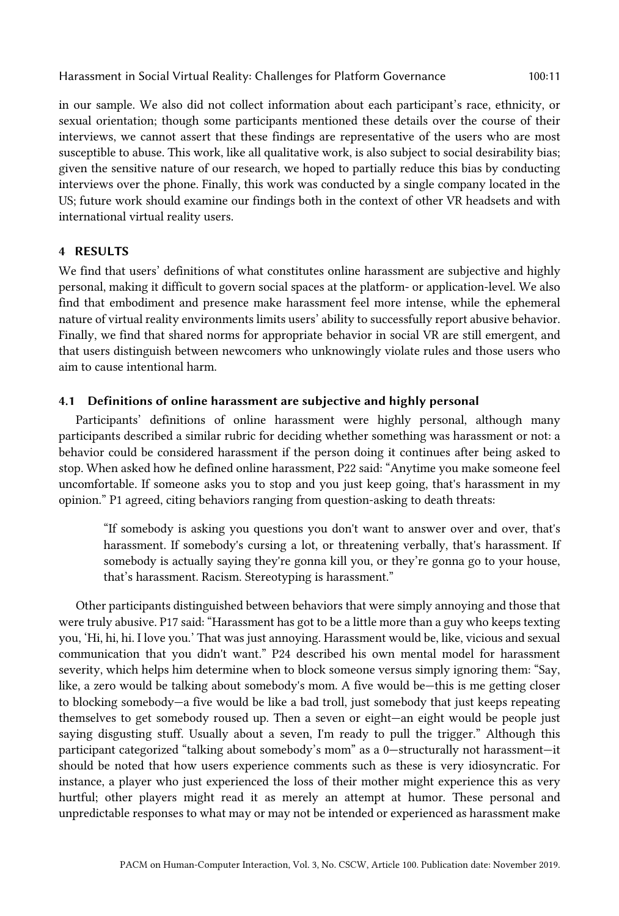in our sample. We also did not collect information about each participant's race, ethnicity, or sexual orientation; though some participants mentioned these details over the course of their interviews, we cannot assert that these findings are representative of the users who are most susceptible to abuse. This work, like all qualitative work, is also subject to social desirability bias; given the sensitive nature of our research, we hoped to partially reduce this bias by conducting interviews over the phone. Finally, this work was conducted by a single company located in the US; future work should examine our findings both in the context of other VR headsets and with international virtual reality users.

## 4 RESULTS

We find that users' definitions of what constitutes online harassment are subjective and highly personal, making it difficult to govern social spaces at the platform- or application-level. We also find that embodiment and presence make harassment feel more intense, while the ephemeral nature of virtual reality environments limits users' ability to successfully report abusive behavior. Finally, we find that shared norms for appropriate behavior in social VR are still emergent, and that users distinguish between newcomers who unknowingly violate rules and those users who aim to cause intentional harm.

### 4.1 Definitions of online harassment are subjective and highly personal

Participants' definitions of online harassment were highly personal, although many participants described a similar rubric for deciding whether something was harassment or not: a behavior could be considered harassment if the person doing it continues after being asked to stop. When asked how he defined online harassment, P22 said: "Anytime you make someone feel uncomfortable. If someone asks you to stop and you just keep going, that's harassment in my opinion." P1 agreed, citing behaviors ranging from question-asking to death threats:

> "If somebody is asking you questions you don't want to answer over and over, that's harassment. If somebody's cursing a lot, or threatening verbally, that's harassment. If somebody is actually saying they're gonna kill you, or they're gonna go to your house, that's harassment. Racism. Stereotyping is harassment."

Other participants distinguished between behaviors that were simply annoying and those that were truly abusive. P17 said: "Harassment has got to be a little more than a guy who keeps texting you, 'Hi, hi, hi. I love you.' That was just annoying. Harassment would be, like, vicious and sexual communication that you didn't want." P24 described his own mental model for harassment severity, which helps him determine when to block someone versus simply ignoring them: "Say, like, a zero would be talking about somebody's mom. A five would be—this is me getting closer to blocking somebody—a five would be like a bad troll, just somebody that just keeps repeating themselves to get somebody roused up. Then a seven or eight—an eight would be people just saying disgusting stuff. Usually about a seven, I'm ready to pull the trigger." Although this participant categorized "talking about somebody's mom" as a 0—structurally not harassment—it should be noted that how users experience comments such as these is very idiosyncratic. For instance, a player who just experienced the loss of their mother might experience this as very hurtful; other players might read it as merely an attempt at humor. These personal and unpredictable responses to what may or may not be intended or experienced as harassment make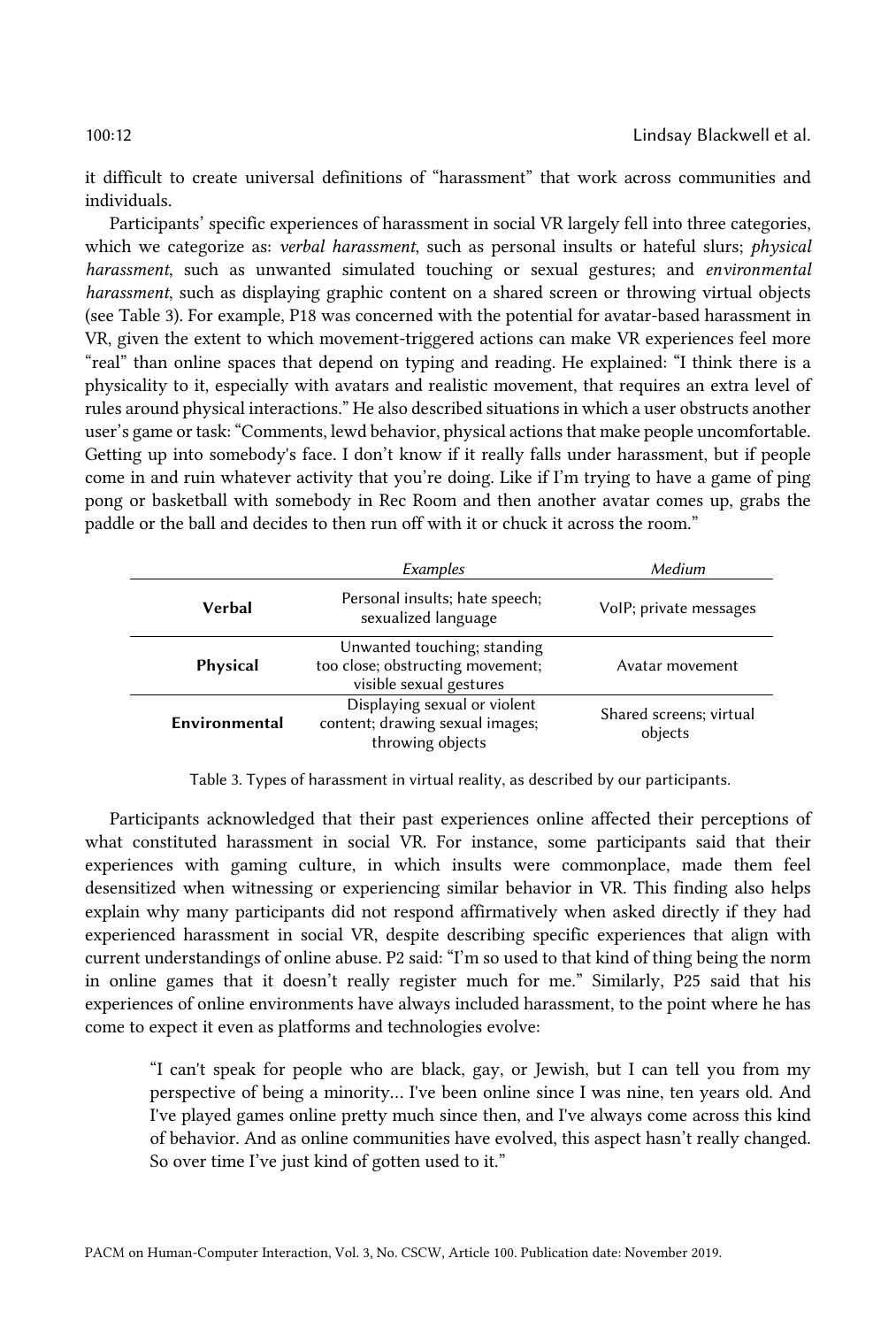it difficult to create universal definitions of "harassment" that work across communities and individuals.

Participants' specific experiences of harassment in social VR largely fell into three categories, which we categorize as: *verbal harassment*, such as personal insults or hateful slurs; *physical harassment*, such as unwanted simulated touching or sexual gestures; and *environmental harassment*, such as displaying graphic content on a shared screen or throwing virtual objects (see Table 3). For example, P18 was concerned with the potential for avatar-based harassment in VR, given the extent to which movement-triggered actions can make VR experiences feel more "real" than online spaces that depend on typing and reading. He explained: "I think there is a physicality to it, especially with avatars and realistic movement, that requires an extra level of rules around physical interactions." He also described situations in which a user obstructs another user's game or task: "Comments, lewd behavior, physical actions that make people uncomfortable. Getting up into somebody's face. I don't know if it really falls under harassment, but if people come in and ruin whatever activity that you're doing. Like if I'm trying to have a game of ping pong or basketball with somebody in Rec Room and then another avatar comes up, grabs the paddle or the ball and decides to then run off with it or chuck it across the room."

| | *Examples* | *Medium* |
|---|---|---|
| **Verbal** | Personal insults; hate speech; sexualized language | VoIP; private messages |
| **Physical** | Unwanted touching; standing too close; obstructing movement; visible sexual gestures | Avatar movement |
| **Environmental** | Displaying sexual or violent content; drawing sexual images; throwing objects | Shared screens; virtual objects |

Table 3. Types of harassment in virtual reality, as described by our participants.

Participants acknowledged that their past experiences online affected their perceptions of what constituted harassment in social VR. For instance, some participants said that their experiences with gaming culture, in which insults were commonplace, made them feel desensitized when witnessing or experiencing similar behavior in VR. This finding also helps explain why many participants did not respond affirmatively when asked directly if they had experienced harassment in social VR, despite describing specific experiences that align with current understandings of online abuse. P2 said: "I'm so used to that kind of thing being the norm in online games that it doesn't really register much for me." Similarly, P25 said that his experiences of online environments have always included harassment, to the point where he has come to expect it even as platforms and technologies evolve:

> "I can't speak for people who are black, gay, or Jewish, but I can tell you from my perspective of being a minority… I've been online since I was nine, ten years old. And I've played games online pretty much since then, and I've always come across this kind of behavior. And as online communities have evolved, this aspect hasn't really changed. So over time I've just kind of gotten used to it."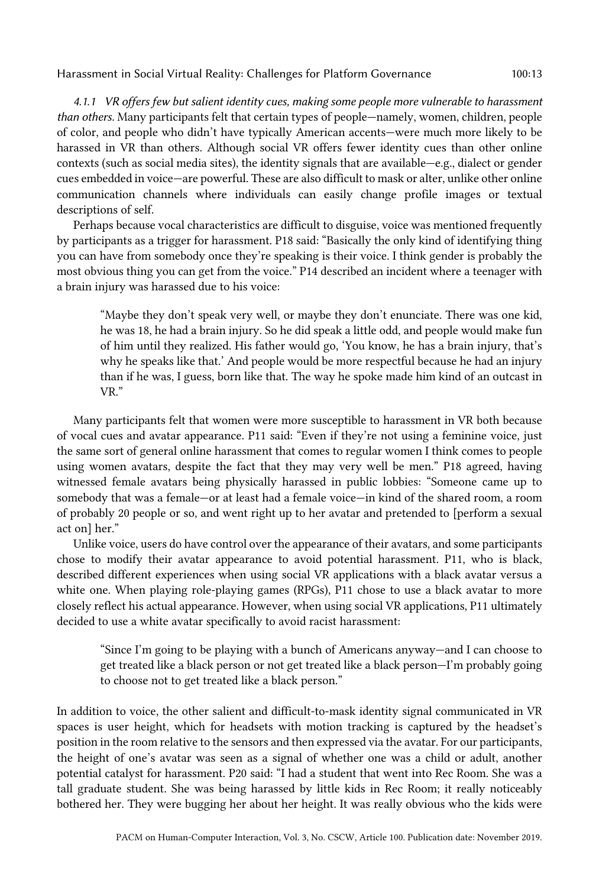*4.1.1 VR offers few but salient identity cues, making some people more vulnerable to harassment than others.* Many participants felt that certain types of people—namely, women, children, people of color, and people who didn't have typically American accents—were much more likely to be harassed in VR than others. Although social VR offers fewer identity cues than other online contexts (such as social media sites), the identity signals that are available—e.g., dialect or gender cues embedded in voice—are powerful. These are also difficult to mask or alter, unlike other online communication channels where individuals can easily change profile images or textual descriptions of self.

Perhaps because vocal characteristics are difficult to disguise, voice was mentioned frequently by participants as a trigger for harassment. P18 said: "Basically the only kind of identifying thing you can have from somebody once they're speaking is their voice. I think gender is probably the most obvious thing you can get from the voice." P14 described an incident where a teenager with a brain injury was harassed due to his voice:

> "Maybe they don't speak very well, or maybe they don't enunciate. There was one kid, he was 18, he had a brain injury. So he did speak a little odd, and people would make fun of him until they realized. His father would go, 'You know, he has a brain injury, that's why he speaks like that.' And people would be more respectful because he had an injury than if he was, I guess, born like that. The way he spoke made him kind of an outcast in VR."

Many participants felt that women were more susceptible to harassment in VR both because of vocal cues and avatar appearance. P11 said: "Even if they're not using a feminine voice, just the same sort of general online harassment that comes to regular women I think comes to people using women avatars, despite the fact that they may very well be men." P18 agreed, having witnessed female avatars being physically harassed in public lobbies: "Someone came up to somebody that was a female—or at least had a female voice—in kind of the shared room, a room of probably 20 people or so, and went right up to her avatar and pretended to [perform a sexual act on] her."

Unlike voice, users do have control over the appearance of their avatars, and some participants chose to modify their avatar appearance to avoid potential harassment. P11, who is black, described different experiences when using social VR applications with a black avatar versus a white one. When playing role-playing games (RPGs), P11 chose to use a black avatar to more closely reflect his actual appearance. However, when using social VR applications, P11 ultimately decided to use a white avatar specifically to avoid racist harassment:

> "Since I'm going to be playing with a bunch of Americans anyway—and I can choose to get treated like a black person or not get treated like a black person—I'm probably going to choose not to get treated like a black person."

In addition to voice, the other salient and difficult-to-mask identity signal communicated in VR spaces is user height, which for headsets with motion tracking is captured by the headset's position in the room relative to the sensors and then expressed via the avatar. For our participants, the height of one's avatar was seen as a signal of whether one was a child or adult, another potential catalyst for harassment. P20 said: "I had a student that went into Rec Room. She was a tall graduate student. She was being harassed by little kids in Rec Room; it really noticeably bothered her. They were bugging her about her height. It was really obvious who the kids were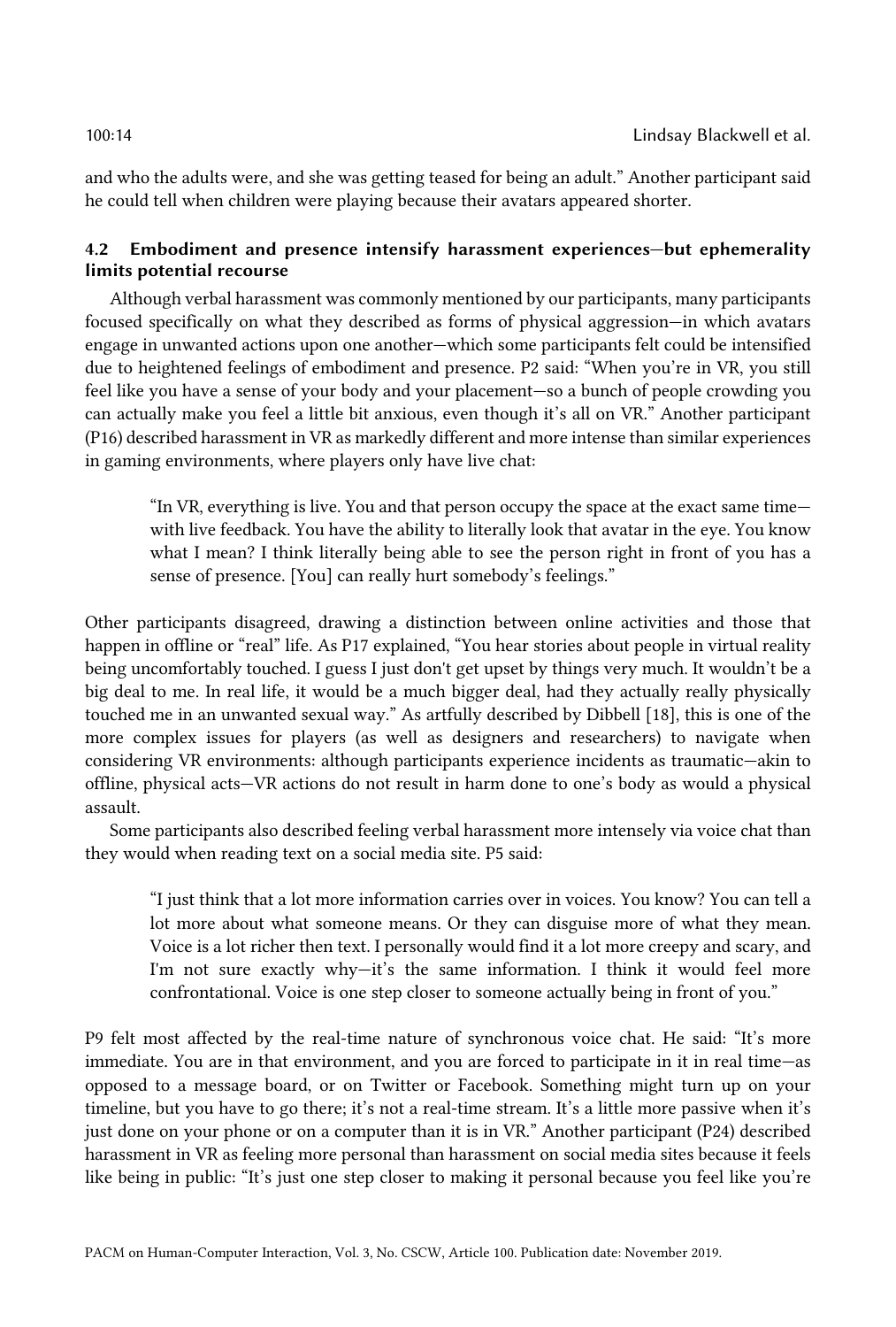and who the adults were, and she was getting teased for being an adult." Another participant said he could tell when children were playing because their avatars appeared shorter.

### 4.2 Embodiment and presence intensify harassment experiences—but ephemerality limits potential recourse

Although verbal harassment was commonly mentioned by our participants, many participants focused specifically on what they described as forms of physical aggression—in which avatars engage in unwanted actions upon one another—which some participants felt could be intensified due to heightened feelings of embodiment and presence. P2 said: "When you're in VR, you still feel like you have a sense of your body and your placement—so a bunch of people crowding you can actually make you feel a little bit anxious, even though it's all on VR." Another participant (P16) described harassment in VR as markedly different and more intense than similar experiences in gaming environments, where players only have live chat:

> "In VR, everything is live. You and that person occupy the space at the exact same time—with live feedback. You have the ability to literally look that avatar in the eye. You know what I mean? I think literally being able to see the person right in front of you has a sense of presence. [You] can really hurt somebody's feelings."

Other participants disagreed, drawing a distinction between online activities and those that happen in offline or "real" life. As P17 explained, "You hear stories about people in virtual reality being uncomfortably touched. I guess I just don't get upset by things very much. It wouldn't be a big deal to me. In real life, it would be a much bigger deal, had they actually really physically touched me in an unwanted sexual way." As artfully described by Dibbell [18], this is one of the more complex issues for players (as well as designers and researchers) to navigate when considering VR environments: although participants experience incidents as traumatic—akin to offline, physical acts—VR actions do not result in harm done to one's body as would a physical assault.

Some participants also described feeling verbal harassment more intensely via voice chat than they would when reading text on a social media site. P5 said:

> "I just think that a lot more information carries over in voices. You know? You can tell a lot more about what someone means. Or they can disguise more of what they mean. Voice is a lot richer then text. I personally would find it a lot more creepy and scary, and I'm not sure exactly why—it's the same information. I think it would feel more confrontational. Voice is one step closer to someone actually being in front of you."

P9 felt most affected by the real-time nature of synchronous voice chat. He said: "It's more immediate. You are in that environment, and you are forced to participate in it in real time—as opposed to a message board, or on Twitter or Facebook. Something might turn up on your timeline, but you have to go there; it's not a real-time stream. It's a little more passive when it's just done on your phone or on a computer than it is in VR." Another participant (P24) described harassment in VR as feeling more personal than harassment on social media sites because it feels like being in public: "It's just one step closer to making it personal because you feel like you're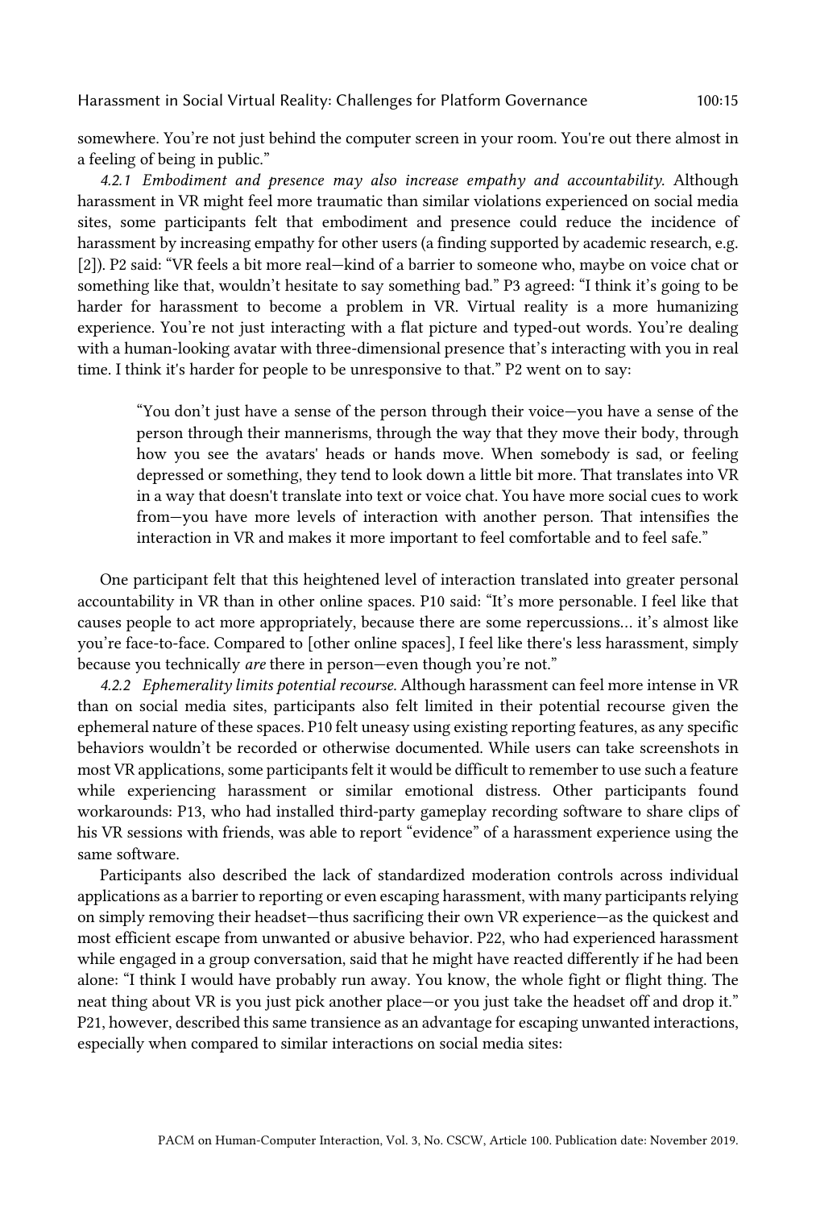somewhere. You're not just behind the computer screen in your room. You're out there almost in a feeling of being in public."

*4.2.1 Embodiment and presence may also increase empathy and accountability.* Although harassment in VR might feel more traumatic than similar violations experienced on social media sites, some participants felt that embodiment and presence could reduce the incidence of harassment by increasing empathy for other users (a finding supported by academic research, e.g. [2]). P2 said: "VR feels a bit more real—kind of a barrier to someone who, maybe on voice chat or something like that, wouldn't hesitate to say something bad." P3 agreed: "I think it's going to be harder for harassment to become a problem in VR. Virtual reality is a more humanizing experience. You're not just interacting with a flat picture and typed-out words. You're dealing with a human-looking avatar with three-dimensional presence that's interacting with you in real time. I think it's harder for people to be unresponsive to that." P2 went on to say:

> "You don't just have a sense of the person through their voice—you have a sense of the person through their mannerisms, through the way that they move their body, through how you see the avatars' heads or hands move. When somebody is sad, or feeling depressed or something, they tend to look down a little bit more. That translates into VR in a way that doesn't translate into text or voice chat. You have more social cues to work from—you have more levels of interaction with another person. That intensifies the interaction in VR and makes it more important to feel comfortable and to feel safe."

One participant felt that this heightened level of interaction translated into greater personal accountability in VR than in other online spaces. P10 said: "It's more personable. I feel like that causes people to act more appropriately, because there are some repercussions… it's almost like you're face-to-face. Compared to [other online spaces], I feel like there's less harassment, simply because you technically *are* there in person—even though you're not."

*4.2.2 Ephemerality limits potential recourse.* Although harassment can feel more intense in VR than on social media sites, participants also felt limited in their potential recourse given the ephemeral nature of these spaces. P10 felt uneasy using existing reporting features, as any specific behaviors wouldn't be recorded or otherwise documented. While users can take screenshots in most VR applications, some participants felt it would be difficult to remember to use such a feature while experiencing harassment or similar emotional distress. Other participants found workarounds: P13, who had installed third-party gameplay recording software to share clips of his VR sessions with friends, was able to report "evidence" of a harassment experience using the same software.

Participants also described the lack of standardized moderation controls across individual applications as a barrier to reporting or even escaping harassment, with many participants relying on simply removing their headset—thus sacrificing their own VR experience—as the quickest and most efficient escape from unwanted or abusive behavior. P22, who had experienced harassment while engaged in a group conversation, said that he might have reacted differently if he had been alone: "I think I would have probably run away. You know, the whole fight or flight thing. The neat thing about VR is you just pick another place—or you just take the headset off and drop it." P21, however, described this same transience as an advantage for escaping unwanted interactions, especially when compared to similar interactions on social media sites: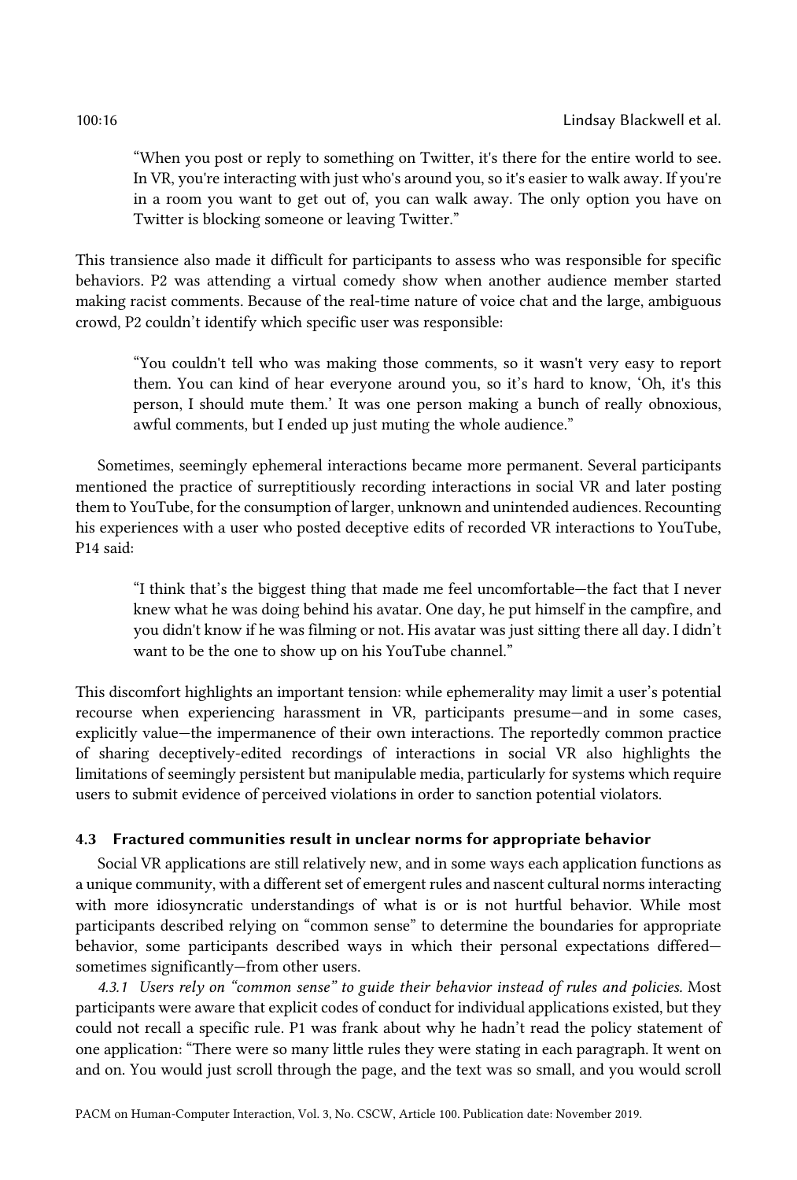> “When you post or reply to something on Twitter, it's there for the entire world to see. In VR, you're interacting with just who's around you, so it's easier to walk away. If you're in a room you want to get out of, you can walk away. The only option you have on Twitter is blocking someone or leaving Twitter.”

This transience also made it difficult for participants to assess who was responsible for specific behaviors. P2 was attending a virtual comedy show when another audience member started making racist comments. Because of the real-time nature of voice chat and the large, ambiguous crowd, P2 couldn't identify which specific user was responsible:

> “You couldn't tell who was making those comments, so it wasn't very easy to report them. You can kind of hear everyone around you, so it's hard to know, ‘Oh, it's this person, I should mute them.’ It was one person making a bunch of really obnoxious, awful comments, but I ended up just muting the whole audience.”

Sometimes, seemingly ephemeral interactions became more permanent. Several participants mentioned the practice of surreptitiously recording interactions in social VR and later posting them to YouTube, for the consumption of larger, unknown and unintended audiences. Recounting his experiences with a user who posted deceptive edits of recorded VR interactions to YouTube, P14 said:

> “I think that's the biggest thing that made me feel uncomfortable—the fact that I never knew what he was doing behind his avatar. One day, he put himself in the campfire, and you didn't know if he was filming or not. His avatar was just sitting there all day. I didn't want to be the one to show up on his YouTube channel.”

This discomfort highlights an important tension: while ephemerality may limit a user's potential recourse when experiencing harassment in VR, participants presume—and in some cases, explicitly value—the impermanence of their own interactions. The reportedly common practice of sharing deceptively-edited recordings of interactions in social VR also highlights the limitations of seemingly persistent but manipulable media, particularly for systems which require users to submit evidence of perceived violations in order to sanction potential violators.

### 4.3 Fractured communities result in unclear norms for appropriate behavior

Social VR applications are still relatively new, and in some ways each application functions as a unique community, with a different set of emergent rules and nascent cultural norms interacting with more idiosyncratic understandings of what is or is not hurtful behavior. While most participants described relying on “common sense” to determine the boundaries for appropriate behavior, some participants described ways in which their personal expectations differed—sometimes significantly—from other users.

*4.3.1 Users rely on “common sense” to guide their behavior instead of rules and policies.* Most participants were aware that explicit codes of conduct for individual applications existed, but they could not recall a specific rule. P1 was frank about why he hadn't read the policy statement of one application: “There were so many little rules they were stating in each paragraph. It went on and on. You would just scroll through the page, and the text was so small, and you would scroll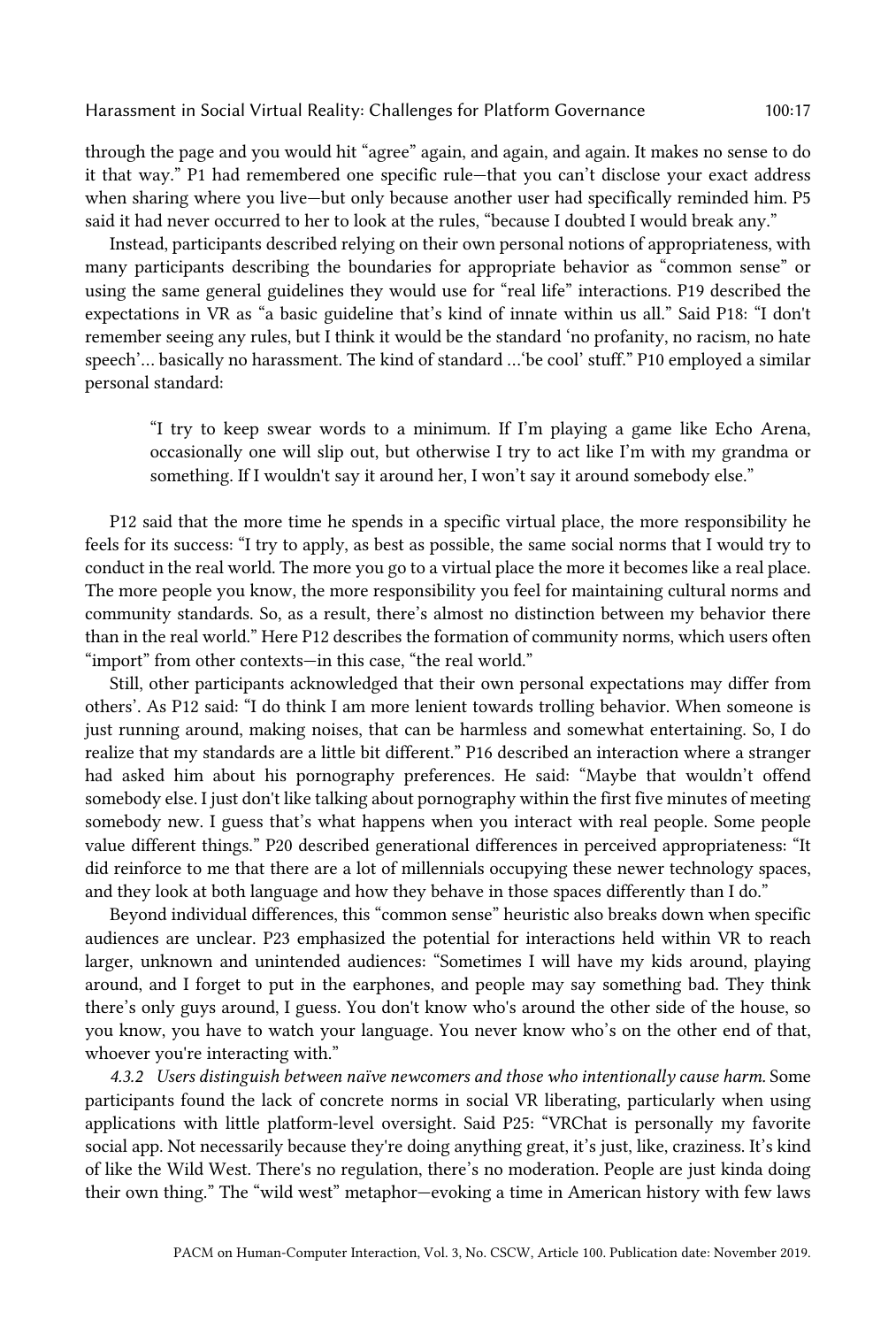through the page and you would hit "agree" again, and again, and again. It makes no sense to do it that way." P1 had remembered one specific rule—that you can't disclose your exact address when sharing where you live—but only because another user had specifically reminded him. P5 said it had never occurred to her to look at the rules, "because I doubted I would break any."

Instead, participants described relying on their own personal notions of appropriateness, with many participants describing the boundaries for appropriate behavior as "common sense" or using the same general guidelines they would use for "real life" interactions. P19 described the expectations in VR as "a basic guideline that's kind of innate within us all." Said P18: "I don't remember seeing any rules, but I think it would be the standard 'no profanity, no racism, no hate speech'… basically no harassment. The kind of standard …'be cool' stuff." P10 employed a similar personal standard:

> "I try to keep swear words to a minimum. If I'm playing a game like Echo Arena, occasionally one will slip out, but otherwise I try to act like I'm with my grandma or something. If I wouldn't say it around her, I won't say it around somebody else."

P12 said that the more time he spends in a specific virtual place, the more responsibility he feels for its success: "I try to apply, as best as possible, the same social norms that I would try to conduct in the real world. The more you go to a virtual place the more it becomes like a real place. The more people you know, the more responsibility you feel for maintaining cultural norms and community standards. So, as a result, there's almost no distinction between my behavior there than in the real world." Here P12 describes the formation of community norms, which users often "import" from other contexts—in this case, "the real world."

Still, other participants acknowledged that their own personal expectations may differ from others'. As P12 said: "I do think I am more lenient towards trolling behavior. When someone is just running around, making noises, that can be harmless and somewhat entertaining. So, I do realize that my standards are a little bit different." P16 described an interaction where a stranger had asked him about his pornography preferences. He said: "Maybe that wouldn't offend somebody else. I just don't like talking about pornography within the first five minutes of meeting somebody new. I guess that's what happens when you interact with real people. Some people value different things." P20 described generational differences in perceived appropriateness: "It did reinforce to me that there are a lot of millennials occupying these newer technology spaces, and they look at both language and how they behave in those spaces differently than I do."

Beyond individual differences, this "common sense" heuristic also breaks down when specific audiences are unclear. P23 emphasized the potential for interactions held within VR to reach larger, unknown and unintended audiences: "Sometimes I will have my kids around, playing around, and I forget to put in the earphones, and people may say something bad. They think there's only guys around, I guess. You don't know who's around the other side of the house, so you know, you have to watch your language. You never know who's on the other end of that, whoever you're interacting with."

*4.3.2 Users distinguish between naïve newcomers and those who intentionally cause harm.* Some participants found the lack of concrete norms in social VR liberating, particularly when using applications with little platform-level oversight. Said P25: "VRChat is personally my favorite social app. Not necessarily because they're doing anything great, it's just, like, craziness. It's kind of like the Wild West. There's no regulation, there's no moderation. People are just kinda doing their own thing." The "wild west" metaphor—evoking a time in American history with few laws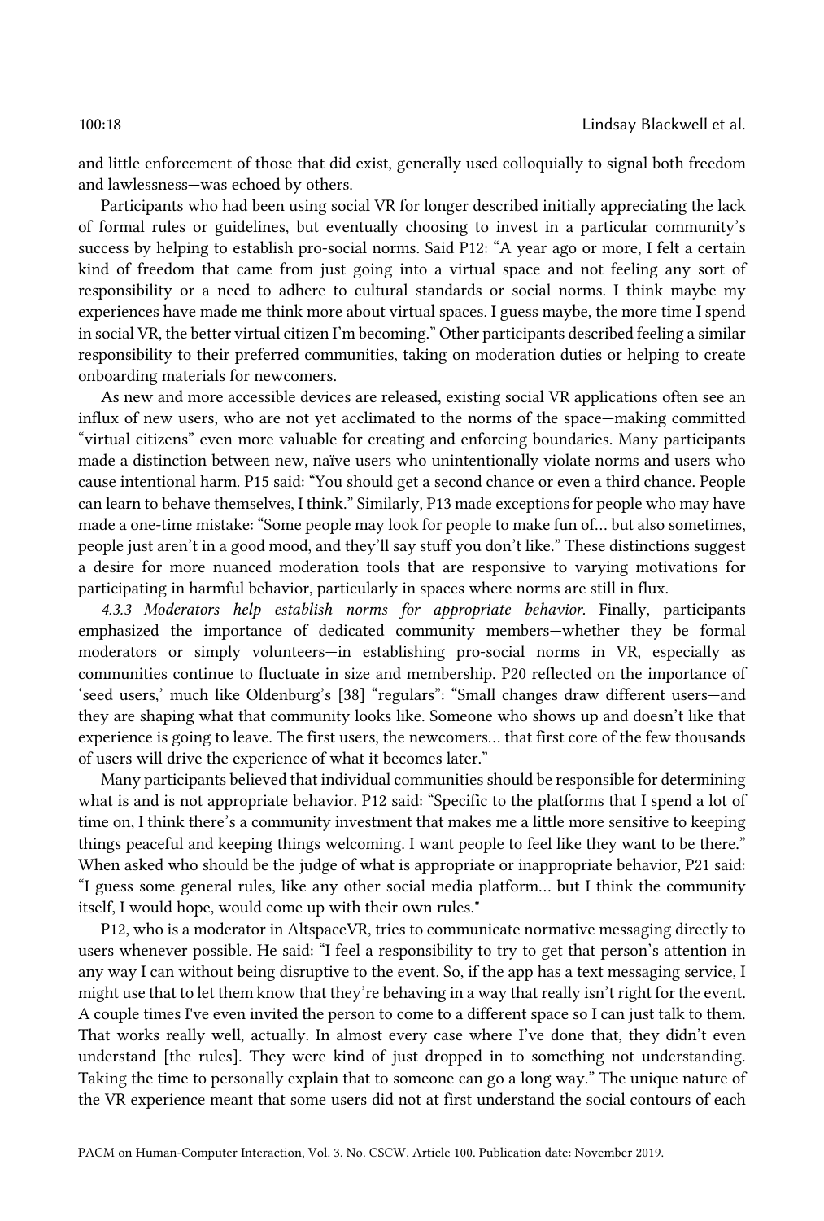and little enforcement of those that did exist, generally used colloquially to signal both freedom and lawlessness—was echoed by others.

Participants who had been using social VR for longer described initially appreciating the lack of formal rules or guidelines, but eventually choosing to invest in a particular community's success by helping to establish pro-social norms. Said P12: "A year ago or more, I felt a certain kind of freedom that came from just going into a virtual space and not feeling any sort of responsibility or a need to adhere to cultural standards or social norms. I think maybe my experiences have made me think more about virtual spaces. I guess maybe, the more time I spend in social VR, the better virtual citizen I'm becoming." Other participants described feeling a similar responsibility to their preferred communities, taking on moderation duties or helping to create onboarding materials for newcomers.

As new and more accessible devices are released, existing social VR applications often see an influx of new users, who are not yet acclimated to the norms of the space—making committed "virtual citizens" even more valuable for creating and enforcing boundaries. Many participants made a distinction between new, naïve users who unintentionally violate norms and users who cause intentional harm. P15 said: "You should get a second chance or even a third chance. People can learn to behave themselves, I think." Similarly, P13 made exceptions for people who may have made a one-time mistake: "Some people may look for people to make fun of… but also sometimes, people just aren't in a good mood, and they'll say stuff you don't like." These distinctions suggest a desire for more nuanced moderation tools that are responsive to varying motivations for participating in harmful behavior, particularly in spaces where norms are still in flux.

*4.3.3 Moderators help establish norms for appropriate behavior.* Finally, participants emphasized the importance of dedicated community members—whether they be formal moderators or simply volunteers—in establishing pro-social norms in VR, especially as communities continue to fluctuate in size and membership. P20 reflected on the importance of 'seed users,' much like Oldenburg's [38] "regulars": "Small changes draw different users—and they are shaping what that community looks like. Someone who shows up and doesn't like that experience is going to leave. The first users, the newcomers… that first core of the few thousands of users will drive the experience of what it becomes later."

Many participants believed that individual communities should be responsible for determining what is and is not appropriate behavior. P12 said: "Specific to the platforms that I spend a lot of time on, I think there's a community investment that makes me a little more sensitive to keeping things peaceful and keeping things welcoming. I want people to feel like they want to be there." When asked who should be the judge of what is appropriate or inappropriate behavior, P21 said: "I guess some general rules, like any other social media platform… but I think the community itself, I would hope, would come up with their own rules."

P12, who is a moderator in AltspaceVR, tries to communicate normative messaging directly to users whenever possible. He said: "I feel a responsibility to try to get that person's attention in any way I can without being disruptive to the event. So, if the app has a text messaging service, I might use that to let them know that they're behaving in a way that really isn't right for the event. A couple times I've even invited the person to come to a different space so I can just talk to them. That works really well, actually. In almost every case where I've done that, they didn't even understand [the rules]. They were kind of just dropped in to something not understanding. Taking the time to personally explain that to someone can go a long way." The unique nature of the VR experience meant that some users did not at first understand the social contours of each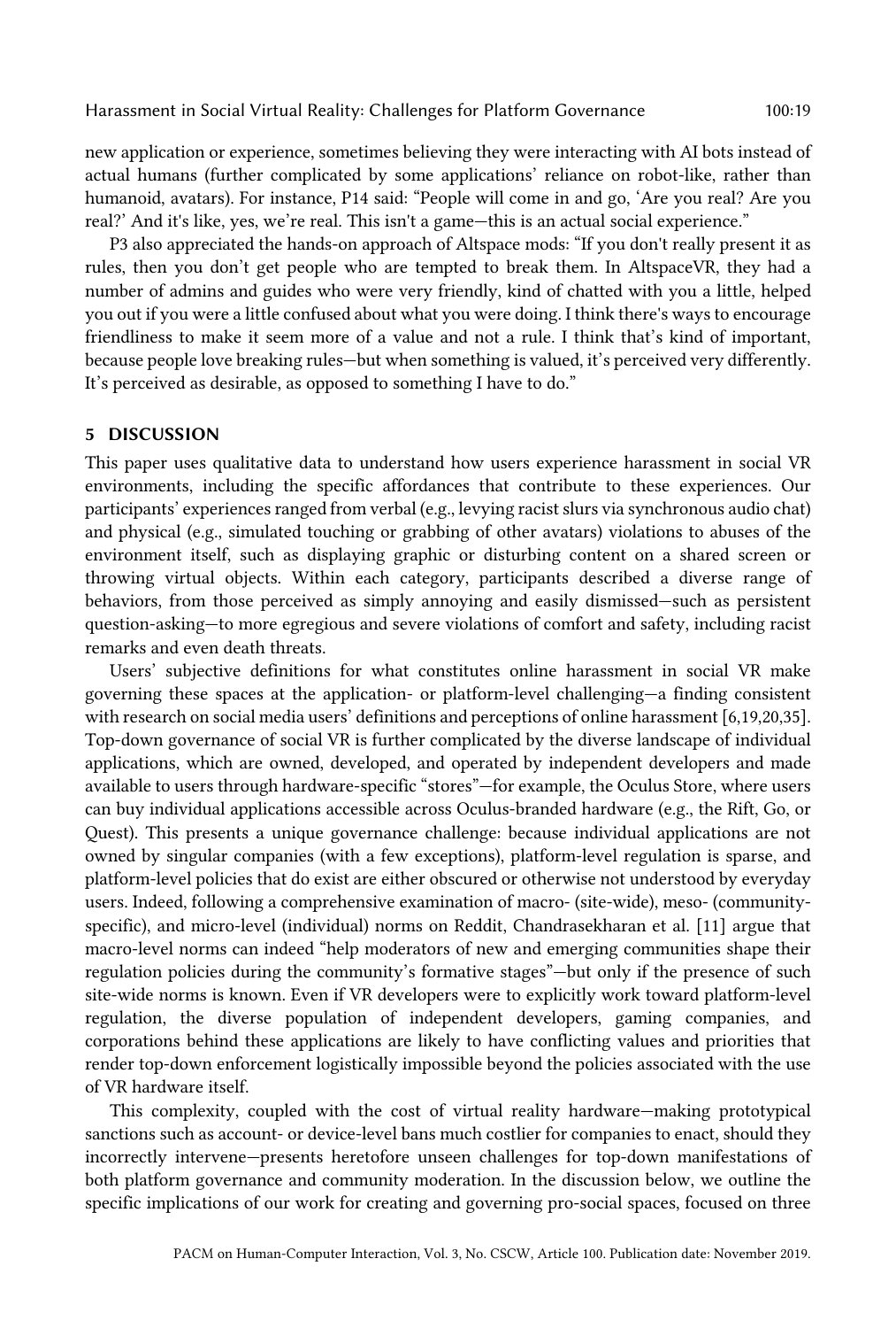new application or experience, sometimes believing they were interacting with AI bots instead of actual humans (further complicated by some applications' reliance on robot-like, rather than humanoid, avatars). For instance, P14 said: "People will come in and go, 'Are you real? Are you real?' And it's like, yes, we're real. This isn't a game—this is an actual social experience."

P3 also appreciated the hands-on approach of Altspace mods: "If you don't really present it as rules, then you don't get people who are tempted to break them. In AltspaceVR, they had a number of admins and guides who were very friendly, kind of chatted with you a little, helped you out if you were a little confused about what you were doing. I think there's ways to encourage friendliness to make it seem more of a value and not a rule. I think that's kind of important, because people love breaking rules—but when something is valued, it's perceived very differently. It's perceived as desirable, as opposed to something I have to do."

## 5 DISCUSSION

This paper uses qualitative data to understand how users experience harassment in social VR environments, including the specific affordances that contribute to these experiences. Our participants' experiences ranged from verbal (e.g., levying racist slurs via synchronous audio chat) and physical (e.g., simulated touching or grabbing of other avatars) violations to abuses of the environment itself, such as displaying graphic or disturbing content on a shared screen or throwing virtual objects. Within each category, participants described a diverse range of behaviors, from those perceived as simply annoying and easily dismissed—such as persistent question-asking—to more egregious and severe violations of comfort and safety, including racist remarks and even death threats.

Users' subjective definitions for what constitutes online harassment in social VR make governing these spaces at the application- or platform-level challenging—a finding consistent with research on social media users' definitions and perceptions of online harassment [6,19,20,35]. Top-down governance of social VR is further complicated by the diverse landscape of individual applications, which are owned, developed, and operated by independent developers and made available to users through hardware-specific "stores"—for example, the Oculus Store, where users can buy individual applications accessible across Oculus-branded hardware (e.g., the Rift, Go, or Quest). This presents a unique governance challenge: because individual applications are not owned by singular companies (with a few exceptions), platform-level regulation is sparse, and platform-level policies that do exist are either obscured or otherwise not understood by everyday users. Indeed, following a comprehensive examination of macro- (site-wide), meso- (community-specific), and micro-level (individual) norms on Reddit, Chandrasekharan et al. [11] argue that macro-level norms can indeed "help moderators of new and emerging communities shape their regulation policies during the community's formative stages"—but only if the presence of such site-wide norms is known. Even if VR developers were to explicitly work toward platform-level regulation, the diverse population of independent developers, gaming companies, and corporations behind these applications are likely to have conflicting values and priorities that render top-down enforcement logistically impossible beyond the policies associated with the use of VR hardware itself.

This complexity, coupled with the cost of virtual reality hardware—making prototypical sanctions such as account- or device-level bans much costlier for companies to enact, should they incorrectly intervene—presents heretofore unseen challenges for top-down manifestations of both platform governance and community moderation. In the discussion below, we outline the specific implications of our work for creating and governing pro-social spaces, focused on three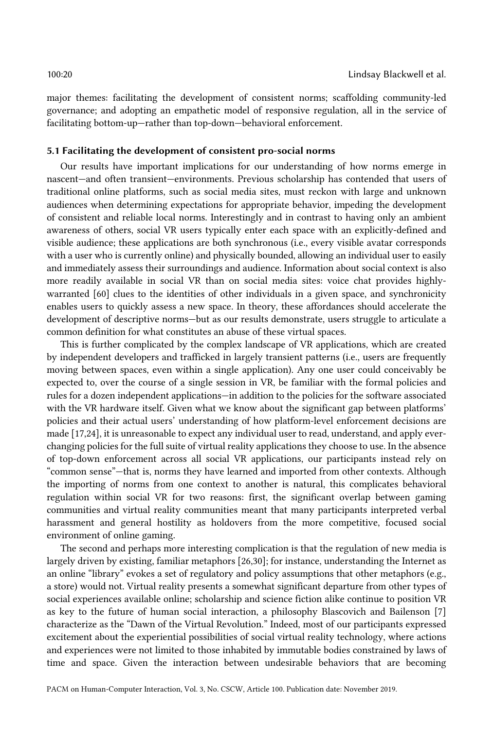major themes: facilitating the development of consistent norms; scaffolding community-led governance; and adopting an empathetic model of responsive regulation, all in the service of facilitating bottom-up—rather than top-down—behavioral enforcement.

### 5.1 Facilitating the development of consistent pro-social norms

Our results have important implications for our understanding of how norms emerge in nascent—and often transient—environments. Previous scholarship has contended that users of traditional online platforms, such as social media sites, must reckon with large and unknown audiences when determining expectations for appropriate behavior, impeding the development of consistent and reliable local norms. Interestingly and in contrast to having only an ambient awareness of others, social VR users typically enter each space with an explicitly-defined and visible audience; these applications are both synchronous (i.e., every visible avatar corresponds with a user who is currently online) and physically bounded, allowing an individual user to easily and immediately assess their surroundings and audience. Information about social context is also more readily available in social VR than on social media sites: voice chat provides highly-warranted [60] clues to the identities of other individuals in a given space, and synchronicity enables users to quickly assess a new space. In theory, these affordances should accelerate the development of descriptive norms—but as our results demonstrate, users struggle to articulate a common definition for what constitutes an abuse of these virtual spaces.

This is further complicated by the complex landscape of VR applications, which are created by independent developers and trafficked in largely transient patterns (i.e., users are frequently moving between spaces, even within a single application). Any one user could conceivably be expected to, over the course of a single session in VR, be familiar with the formal policies and rules for a dozen independent applications—in addition to the policies for the software associated with the VR hardware itself. Given what we know about the significant gap between platforms' policies and their actual users' understanding of how platform-level enforcement decisions are made [17,24], it is unreasonable to expect any individual user to read, understand, and apply ever-changing policies for the full suite of virtual reality applications they choose to use. In the absence of top-down enforcement across all social VR applications, our participants instead rely on "common sense"—that is, norms they have learned and imported from other contexts. Although the importing of norms from one context to another is natural, this complicates behavioral regulation within social VR for two reasons: first, the significant overlap between gaming communities and virtual reality communities meant that many participants interpreted verbal harassment and general hostility as holdovers from the more competitive, focused social environment of online gaming.

The second and perhaps more interesting complication is that the regulation of new media is largely driven by existing, familiar metaphors [26,30]; for instance, understanding the Internet as an online "library" evokes a set of regulatory and policy assumptions that other metaphors (e.g., a store) would not. Virtual reality presents a somewhat significant departure from other types of social experiences available online; scholarship and science fiction alike continue to position VR as key to the future of human social interaction, a philosophy Blascovich and Bailenson [7] characterize as the "Dawn of the Virtual Revolution." Indeed, most of our participants expressed excitement about the experiential possibilities of social virtual reality technology, where actions and experiences were not limited to those inhabited by immutable bodies constrained by laws of time and space. Given the interaction between undesirable behaviors that are becoming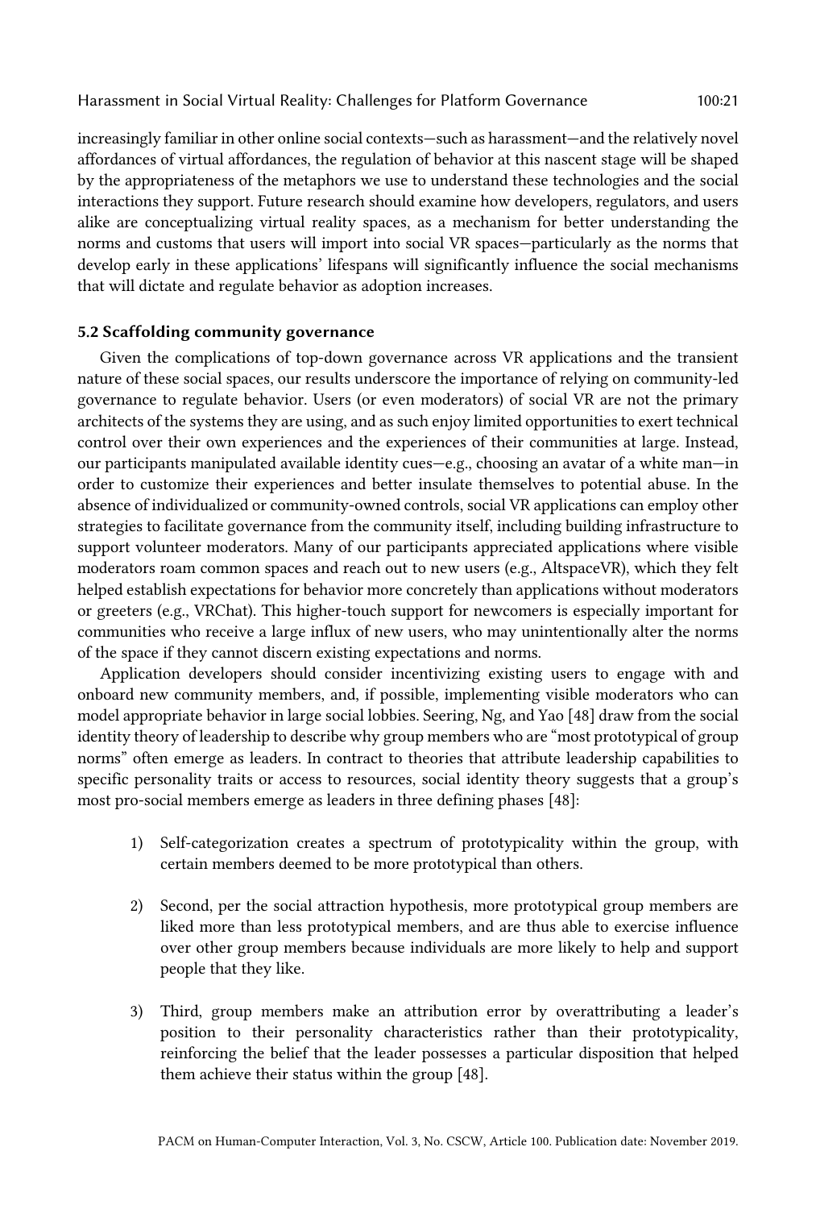increasingly familiar in other online social contexts—such as harassment—and the relatively novel affordances of virtual affordances, the regulation of behavior at this nascent stage will be shaped by the appropriateness of the metaphors we use to understand these technologies and the social interactions they support. Future research should examine how developers, regulators, and users alike are conceptualizing virtual reality spaces, as a mechanism for better understanding the norms and customs that users will import into social VR spaces—particularly as the norms that develop early in these applications' lifespans will significantly influence the social mechanisms that will dictate and regulate behavior as adoption increases.

### 5.2 Scaffolding community governance

Given the complications of top-down governance across VR applications and the transient nature of these social spaces, our results underscore the importance of relying on community-led governance to regulate behavior. Users (or even moderators) of social VR are not the primary architects of the systems they are using, and as such enjoy limited opportunities to exert technical control over their own experiences and the experiences of their communities at large. Instead, our participants manipulated available identity cues—e.g., choosing an avatar of a white man—in order to customize their experiences and better insulate themselves to potential abuse. In the absence of individualized or community-owned controls, social VR applications can employ other strategies to facilitate governance from the community itself, including building infrastructure to support volunteer moderators. Many of our participants appreciated applications where visible moderators roam common spaces and reach out to new users (e.g., AltspaceVR), which they felt helped establish expectations for behavior more concretely than applications without moderators or greeters (e.g., VRChat). This higher-touch support for newcomers is especially important for communities who receive a large influx of new users, who may unintentionally alter the norms of the space if they cannot discern existing expectations and norms.

Application developers should consider incentivizing existing users to engage with and onboard new community members, and, if possible, implementing visible moderators who can model appropriate behavior in large social lobbies. Seering, Ng, and Yao [48] draw from the social identity theory of leadership to describe why group members who are "most prototypical of group norms" often emerge as leaders. In contract to theories that attribute leadership capabilities to specific personality traits or access to resources, social identity theory suggests that a group's most pro-social members emerge as leaders in three defining phases [48]:

1) Self-categorization creates a spectrum of prototypicality within the group, with certain members deemed to be more prototypical than others.

2) Second, per the social attraction hypothesis, more prototypical group members are liked more than less prototypical members, and are thus able to exercise influence over other group members because individuals are more likely to help and support people that they like.

3) Third, group members make an attribution error by overattributing a leader's position to their personality characteristics rather than their prototypicality, reinforcing the belief that the leader possesses a particular disposition that helped them achieve their status within the group [48].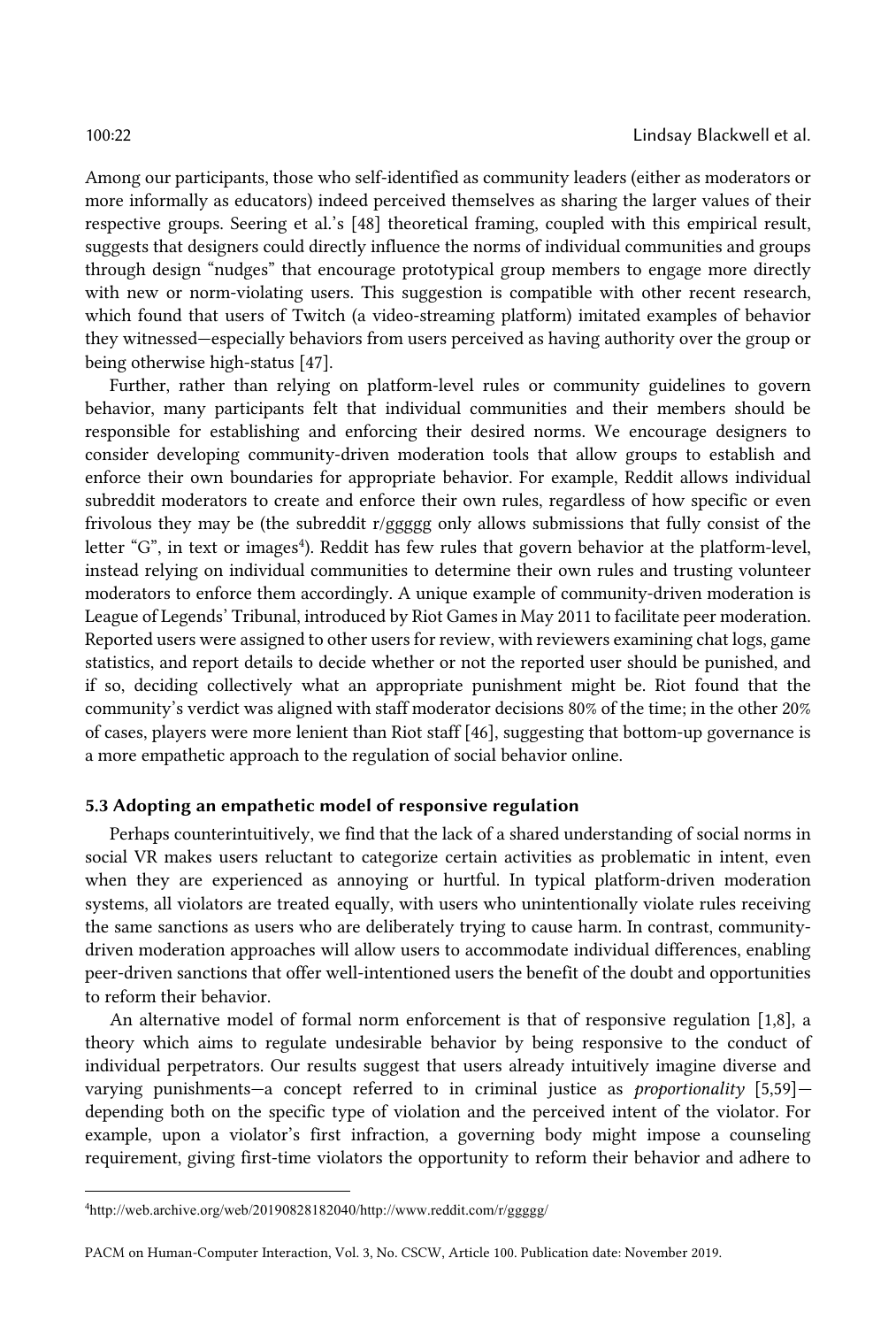Among our participants, those who self-identified as community leaders (either as moderators or more informally as educators) indeed perceived themselves as sharing the larger values of their respective groups. Seering et al.'s [48] theoretical framing, coupled with this empirical result, suggests that designers could directly influence the norms of individual communities and groups through design "nudges" that encourage prototypical group members to engage more directly with new or norm-violating users. This suggestion is compatible with other recent research, which found that users of Twitch (a video-streaming platform) imitated examples of behavior they witnessed—especially behaviors from users perceived as having authority over the group or being otherwise high-status [47].

Further, rather than relying on platform-level rules or community guidelines to govern behavior, many participants felt that individual communities and their members should be responsible for establishing and enforcing their desired norms. We encourage designers to consider developing community-driven moderation tools that allow groups to establish and enforce their own boundaries for appropriate behavior. For example, Reddit allows individual subreddit moderators to create and enforce their own rules, regardless of how specific or even frivolous they may be (the subreddit r/ggggg only allows submissions that fully consist of the letter "G", in text or images[4]). Reddit has few rules that govern behavior at the platform-level, instead relying on individual communities to determine their own rules and trusting volunteer moderators to enforce them accordingly. A unique example of community-driven moderation is League of Legends' Tribunal, introduced by Riot Games in May 2011 to facilitate peer moderation. Reported users were assigned to other users for review, with reviewers examining chat logs, game statistics, and report details to decide whether or not the reported user should be punished, and if so, deciding collectively what an appropriate punishment might be. Riot found that the community's verdict was aligned with staff moderator decisions 80% of the time; in the other 20% of cases, players were more lenient than Riot staff [46], suggesting that bottom-up governance is a more empathetic approach to the regulation of social behavior online.

### 5.3 Adopting an empathetic model of responsive regulation

Perhaps counterintuitively, we find that the lack of a shared understanding of social norms in social VR makes users reluctant to categorize certain activities as problematic in intent, even when they are experienced as annoying or hurtful. In typical platform-driven moderation systems, all violators are treated equally, with users who unintentionally violate rules receiving the same sanctions as users who are deliberately trying to cause harm. In contrast, community-driven moderation approaches will allow users to accommodate individual differences, enabling peer-driven sanctions that offer well-intentioned users the benefit of the doubt and opportunities to reform their behavior.

An alternative model of formal norm enforcement is that of responsive regulation [1,8], a theory which aims to regulate undesirable behavior by being responsive to the conduct of individual perpetrators. Our results suggest that users already intuitively imagine diverse and varying punishments—a concept referred to in criminal justice as *proportionality* [5,59]—depending both on the specific type of violation and the perceived intent of the violator. For example, upon a violator's first infraction, a governing body might impose a counseling requirement, giving first-time violators the opportunity to reform their behavior and adhere to

---

[4] http://web.archive.org/web/20190828182040/http://www.reddit.com/r/ggggg/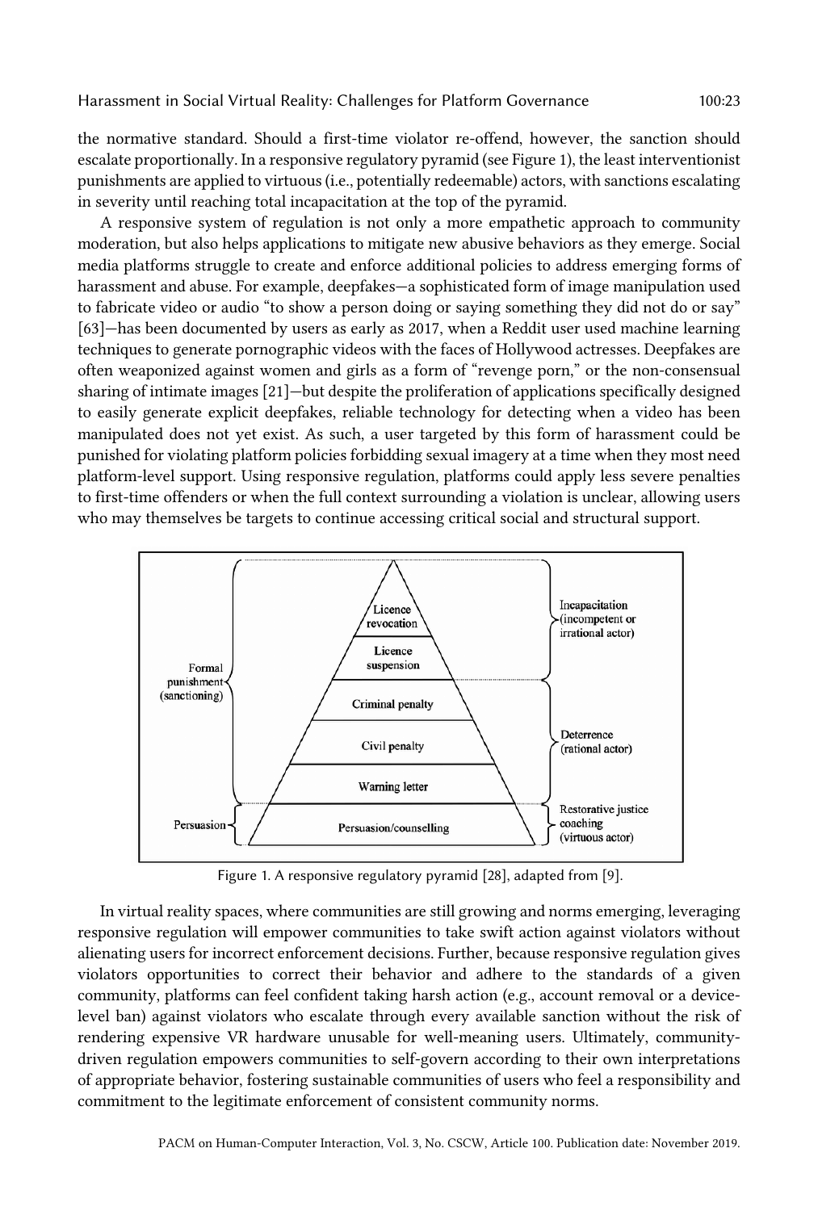the normative standard. Should a first-time violator re-offend, however, the sanction should escalate proportionally. In a responsive regulatory pyramid (see Figure 1), the least interventionist punishments are applied to virtuous (i.e., potentially redeemable) actors, with sanctions escalating in severity until reaching total incapacitation at the top of the pyramid.

A responsive system of regulation is not only a more empathetic approach to community moderation, but also helps applications to mitigate new abusive behaviors as they emerge. Social media platforms struggle to create and enforce additional policies to address emerging forms of harassment and abuse. For example, deepfakes—a sophisticated form of image manipulation used to fabricate video or audio "to show a person doing or saying something they did not do or say" [63]—has been documented by users as early as 2017, when a Reddit user used machine learning techniques to generate pornographic videos with the faces of Hollywood actresses. Deepfakes are often weaponized against women and girls as a form of "revenge porn," or the non-consensual sharing of intimate images [21]—but despite the proliferation of applications specifically designed to easily generate explicit deepfakes, reliable technology for detecting when a video has been manipulated does not yet exist. As such, a user targeted by this form of harassment could be punished for violating platform policies forbidding sexual imagery at a time when they most need platform-level support. Using responsive regulation, platforms could apply less severe penalties to first-time offenders or when the full context surrounding a violation is unclear, allowing users who may themselves be targets to continue accessing critical social and structural support.

Licence revocation
Licence suspension
Criminal penalty
Civil penalty
Warning letter
Persuasion/counselling
Formal punishment (sanctioning)
Persuasion
Incapacitation (incompetent or irrational actor)
Deterrence (rational actor)
Restorative justice coaching (virtuous actor)

Figure 1. A responsive regulatory pyramid [28], adapted from [9].

In virtual reality spaces, where communities are still growing and norms emerging, leveraging responsive regulation will empower communities to take swift action against violators without alienating users for incorrect enforcement decisions. Further, because responsive regulation gives violators opportunities to correct their behavior and adhere to the standards of a given community, platforms can feel confident taking harsh action (e.g., account removal or a device-level ban) against violators who escalate through every available sanction without the risk of rendering expensive VR hardware unusable for well-meaning users. Ultimately, community-driven regulation empowers communities to self-govern according to their own interpretations of appropriate behavior, fostering sustainable communities of users who feel a responsibility and commitment to the legitimate enforcement of consistent community norms.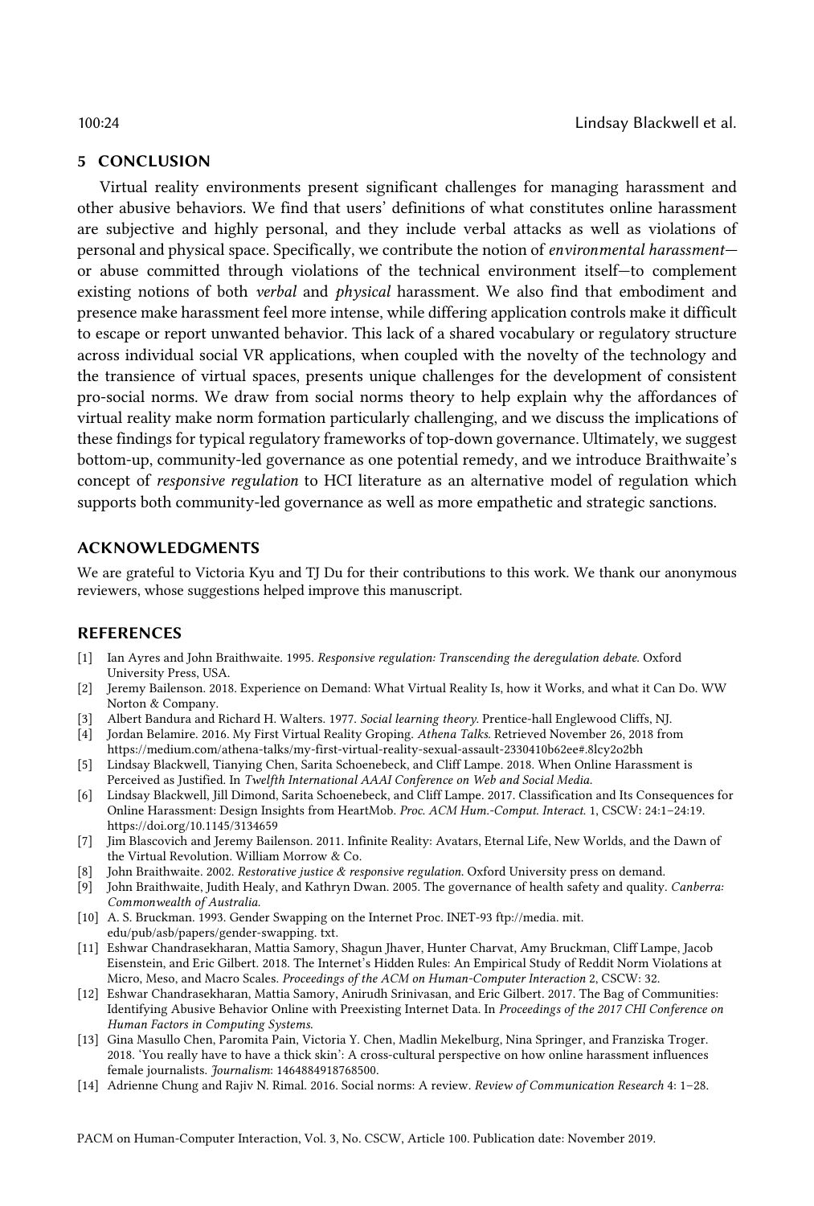## 5 CONCLUSION

Virtual reality environments present significant challenges for managing harassment and other abusive behaviors. We find that users' definitions of what constitutes online harassment are subjective and highly personal, and they include verbal attacks as well as violations of personal and physical space. Specifically, we contribute the notion of *environmental harassment*—or abuse committed through violations of the technical environment itself—to complement existing notions of both *verbal* and *physical* harassment. We also find that embodiment and presence make harassment feel more intense, while differing application controls make it difficult to escape or report unwanted behavior. This lack of a shared vocabulary or regulatory structure across individual social VR applications, when coupled with the novelty of the technology and the transience of virtual spaces, presents unique challenges for the development of consistent pro-social norms. We draw from social norms theory to help explain why the affordances of virtual reality make norm formation particularly challenging, and we discuss the implications of these findings for typical regulatory frameworks of top-down governance. Ultimately, we suggest bottom-up, community-led governance as one potential remedy, and we introduce Braithwaite's concept of *responsive regulation* to HCI literature as an alternative model of regulation which supports both community-led governance as well as more empathetic and strategic sanctions.

## ACKNOWLEDGMENTS

We are grateful to Victoria Kyu and TJ Du for their contributions to this work. We thank our anonymous reviewers, whose suggestions helped improve this manuscript.

## REFERENCES

[1] Ian Ayres and John Braithwaite. 1995. *Responsive regulation: Transcending the deregulation debate.* Oxford University Press, USA.

[2] Jeremy Bailenson. 2018. Experience on Demand: What Virtual Reality Is, how it Works, and what it Can Do. WW Norton & Company.

[3] Albert Bandura and Richard H. Walters. 1977. *Social learning theory.* Prentice-hall Englewood Cliffs, NJ.

[4] Jordan Belamire. 2016. My First Virtual Reality Groping. *Athena Talks.* Retrieved November 26, 2018 from https://medium.com/athena-talks/my-first-virtual-reality-sexual-assault-2330410b62ee#.8lcy2o2bh

[5] Lindsay Blackwell, Tianying Chen, Sarita Schoenebeck, and Cliff Lampe. 2018. When Online Harassment is Perceived as Justified. In *Twelfth International AAAI Conference on Web and Social Media.*

[6] Lindsay Blackwell, Jill Dimond, Sarita Schoenebeck, and Cliff Lampe. 2017. Classification and Its Consequences for Online Harassment: Design Insights from HeartMob. *Proc. ACM Hum.-Comput. Interact.* 1, CSCW: 24:1–24:19. https://doi.org/10.1145/3134659

[7] Jim Blascovich and Jeremy Bailenson. 2011. Infinite Reality: Avatars, Eternal Life, New Worlds, and the Dawn of the Virtual Revolution. William Morrow & Co.

[8] John Braithwaite. 2002. *Restorative justice & responsive regulation.* Oxford University press on demand.

[9] John Braithwaite, Judith Healy, and Kathryn Dwan. 2005. The governance of health safety and quality. *Canberra: Commonwealth of Australia.*

[10] A. S. Bruckman. 1993. Gender Swapping on the Internet Proc. INET-93 ftp://media. mit. edu/pub/asb/papers/gender-swapping. txt.

[11] Eshwar Chandrasekharan, Mattia Samory, Shagun Jhaver, Hunter Charvat, Amy Bruckman, Cliff Lampe, Jacob Eisenstein, and Eric Gilbert. 2018. The Internet's Hidden Rules: An Empirical Study of Reddit Norm Violations at Micro, Meso, and Macro Scales. *Proceedings of the ACM on Human-Computer Interaction* 2, CSCW: 32.

[12] Eshwar Chandrasekharan, Mattia Samory, Anirudh Srinivasan, and Eric Gilbert. 2017. The Bag of Communities: Identifying Abusive Behavior Online with Preexisting Internet Data. In *Proceedings of the 2017 CHI Conference on Human Factors in Computing Systems.*

[13] Gina Masullo Chen, Paromita Pain, Victoria Y. Chen, Madlin Mekelburg, Nina Springer, and Franziska Troger. 2018. 'You really have to have a thick skin': A cross-cultural perspective on how online harassment influences female journalists. *Journalism*: 1464884918768500.

[14] Adrienne Chung and Rajiv N. Rimal. 2016. Social norms: A review. *Review of Communication Research* 4: 1–28.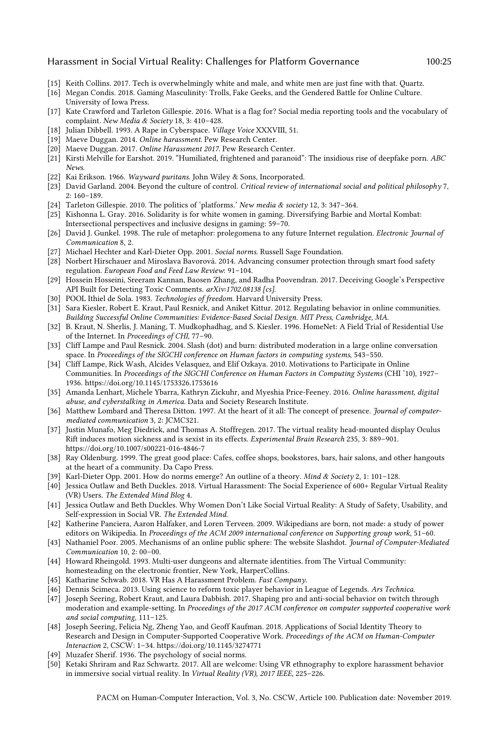- [15] Keith Collins. 2017. Tech is overwhelmingly white and male, and white men are just fine with that. Quartz.
- [16] Megan Condis. 2018. Gaming Masculinity: Trolls, Fake Geeks, and the Gendered Battle for Online Culture. University of Iowa Press.
- [17] Kate Crawford and Tarleton Gillespie. 2016. What is a flag for? Social media reporting tools and the vocabulary of complaint. *New Media & Society* 18, 3: 410–428.
- [18] Julian Dibbell. 1993. A Rape in Cyberspace. *Village Voice* XXXVIII, 51.
- [19] Maeve Duggan. 2014. *Online harassment*. Pew Research Center.
- [20] Maeve Duggan. 2017. *Online Harassment 2017*. Pew Research Center.
- [21] Kirsti Melville for Earshot. 2019. "Humiliated, frightened and paranoid": The insidious rise of deepfake porn. *ABC News*.
- [22] Kai Erikson. 1966. *Wayward puritans*. John Wiley & Sons, Incorporated.
- [23] David Garland. 2004. Beyond the culture of control. *Critical review of international social and political philosophy* 7, 2: 160–189.
- [24] Tarleton Gillespie. 2010. The politics of 'platforms.' *New media & society* 12, 3: 347–364.
- [25] Kishonna L. Gray. 2016. Solidarity is for white women in gaming. Diversifying Barbie and Mortal Kombat: Intersectional perspectives and inclusive designs in gaming: 59–70.
- [26] David J. Gunkel. 1998. The rule of metaphor: prolegomena to any future Internet regulation. *Electronic Journal of Communication* 8, 2.
- [27] Michael Hechter and Karl-Dieter Opp. 2001. *Social norms*. Russell Sage Foundation.
- [28] Norbert Hirschauer and Miroslava Bavorová. 2014. Advancing consumer protection through smart food safety regulation. *European Food and Feed Law Review*: 91–104.
- [29] Hossein Hosseini, Sreeram Kannan, Baosen Zhang, and Radha Poovendran. 2017. Deceiving Google's Perspective API Built for Detecting Toxic Comments. *arXiv:1702.08138 [cs]*.
- [30] POOL Ithiel de Sola. 1983. *Technologies of freedom*. Harvard University Press.
- [31] Sara Kiesler, Robert E. Kraut, Paul Resnick, and Aniket Kittur. 2012. Regulating behavior in online communities. *Building Successful Online Communities: Evidence-Based Social Design. MIT Press, Cambridge, MA*.
- [32] B. Kraut, N. Sherlis, J. Maning, T. Mudkophadhag, and S. Kiesler. 1996. HomeNet: A Field Trial of Residential Use of the Internet. In *Proceedings of CHI*, 77–99.
- [33] Cliff Lampe and Paul Resnick. 2004. Slash (dot) and burn: distributed moderation in a large online conversation space. In *Proceedings of the SIGCHI conference on Human factors in computing systems*, 543–550.
- [34] Cliff Lampe, Rick Wash, Alcides Velasquez, and Elif Ozkaya. 2010. Motivations to Participate in Online Communities. In *Proceedings of the SIGCHI Conference on Human Factors in Computing Systems* (CHI '10), 1927–1936. https://doi.org/10.1145/1753326.1753616
- [35] Amanda Lenhart, Michele Ybarra, Kathryn Zickuhr, and Myeshia Price-Feeney. 2016. *Online harassment, digital abuse, and cyberstalking in America*. Data and Society Research Institute.
- [36] Matthew Lombard and Theresa Ditton. 1997. At the heart of it all: The concept of presence. *Journal of computer-mediated communication* 3, 2: JCMC321.
- [37] Justin Munafo, Meg Diedrick, and Thomas A. Stoffregen. 2017. The virtual reality head-mounted display Oculus Rift induces motion sickness and is sexist in its effects. *Experimental Brain Research* 235, 3: 889–901. https://doi.org/10.1007/s00221-016-4846-7
- [38] Ray Oldenburg. 1999. The great good place: Cafes, coffee shops, bookstores, bars, hair salons, and other hangouts at the heart of a community. Da Capo Press.
- [39] Karl-Dieter Opp. 2001. How do norms emerge? An outline of a theory. *Mind & Society* 2, 1: 101–128.
- [40] Jessica Outlaw and Beth Duckles. 2018. Virtual Harassment: The Social Experience of 600+ Regular Virtual Reality (VR) Users. *The Extended Mind Blog* 4.
- [41] Jessica Outlaw and Beth Duckles. Why Women Don't Like Social Virtual Reality: A Study of Safety, Usability, and Self-expression in Social VR. *The Extended Mind*.
- [42] Katherine Panciera, Aaron Halfaker, and Loren Terveen. 2009. Wikipedians are born, not made: a study of power editors on Wikipedia. In *Proceedings of the ACM 2009 international conference on Supporting group work*, 51–60.
- [43] Nathaniel Poor. 2005. Mechanisms of an online public sphere: The website Slashdot. *Journal of Computer-Mediated Communication* 10, 2: 00–00.
- [44] Howard Rheingold. 1993. Multi-user dungeons and alternate identities. from The Virtual Community: homesteading on the electronic frontier, New York, HarperCollins.
- [45] Katharine Schwab. 2018. VR Has A Harassment Problem. *Fast Company*.
- [46] Dennis Scimeca. 2013. Using science to reform toxic player behavior in League of Legends. *Ars Technica*.
- [47] Joseph Seering, Robert Kraut, and Laura Dabbish. 2017. Shaping pro and anti-social behavior on twitch through moderation and example-setting. In *Proceedings of the 2017 ACM conference on computer supported cooperative work and social computing*, 111–125.
- [48] Joseph Seering, Felicia Ng, Zheng Yao, and Geoff Kaufman. 2018. Applications of Social Identity Theory to Research and Design in Computer-Supported Cooperative Work. *Proceedings of the ACM on Human-Computer Interaction* 2, CSCW: 1–34. https://doi.org/10.1145/3274771
- [49] Muzafer Sherif. 1936. The psychology of social norms.
- [50] Ketaki Shriram and Raz Schwartz. 2017. All are welcome: Using VR ethnography to explore harassment behavior in immersive social virtual reality. In *Virtual Reality (VR), 2017 IEEE*, 225–226.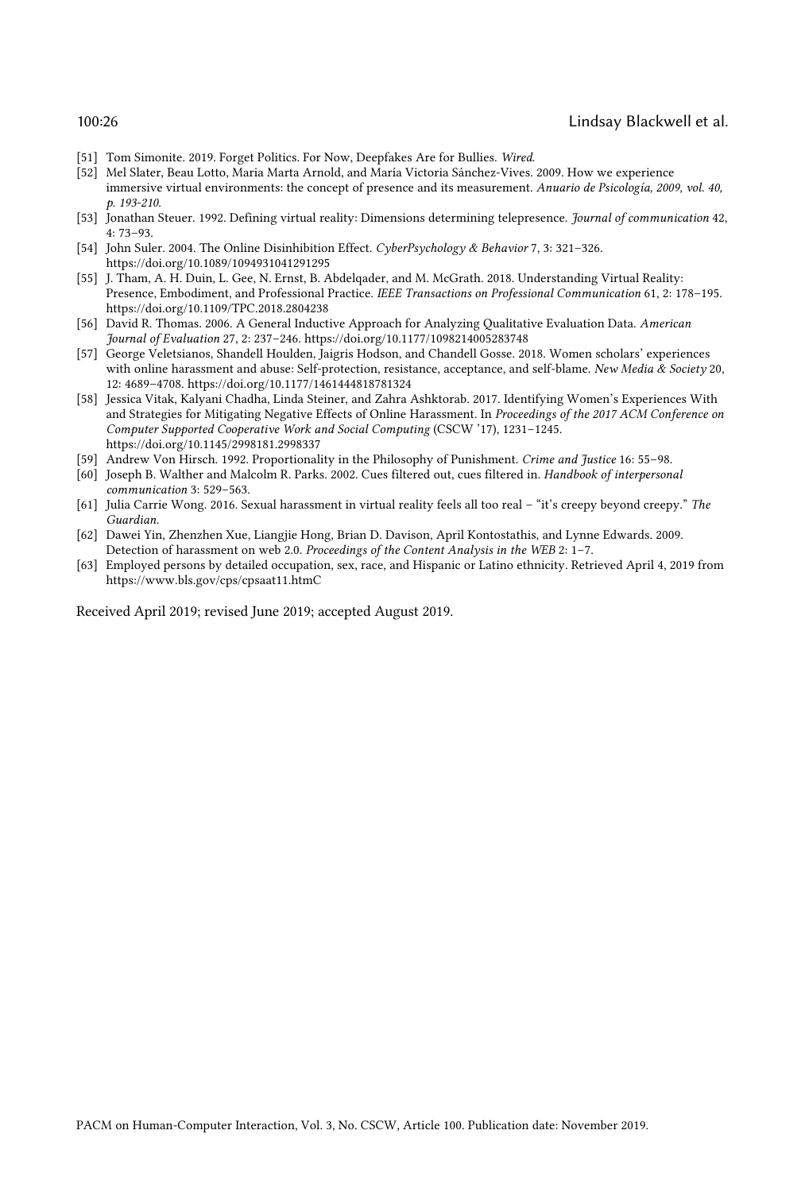[51] Tom Simonite. 2019. Forget Politics. For Now, Deepfakes Are for Bullies. *Wired*.

[52] Mel Slater, Beau Lotto, Maria Marta Arnold, and María Victoria Sánchez-Vives. 2009. How we experience immersive virtual environments: the concept of presence and its measurement. *Anuario de Psicología, 2009, vol. 40, p. 193-210*.

[53] Jonathan Steuer. 1992. Defining virtual reality: Dimensions determining telepresence. *Journal of communication* 42, 4: 73–93.

[54] John Suler. 2004. The Online Disinhibition Effect. *CyberPsychology & Behavior* 7, 3: 321–326. https://doi.org/10.1089/1094931041291295

[55] J. Tham, A. H. Duin, L. Gee, N. Ernst, B. Abdelqader, and M. McGrath. 2018. Understanding Virtual Reality: Presence, Embodiment, and Professional Practice. *IEEE Transactions on Professional Communication* 61, 2: 178–195. https://doi.org/10.1109/TPC.2018.2804238

[56] David R. Thomas. 2006. A General Inductive Approach for Analyzing Qualitative Evaluation Data. *American Journal of Evaluation* 27, 2: 237–246. https://doi.org/10.1177/1098214005283748

[57] George Veletsianos, Shandell Houlden, Jaigris Hodson, and Chandell Gosse. 2018. Women scholars' experiences with online harassment and abuse: Self-protection, resistance, acceptance, and self-blame. *New Media & Society* 20, 12: 4689–4708. https://doi.org/10.1177/1461444818781324

[58] Jessica Vitak, Kalyani Chadha, Linda Steiner, and Zahra Ashktorab. 2017. Identifying Women's Experiences With and Strategies for Mitigating Negative Effects of Online Harassment. In *Proceedings of the 2017 ACM Conference on Computer Supported Cooperative Work and Social Computing* (CSCW '17), 1231–1245. https://doi.org/10.1145/2998181.2998337

[59] Andrew Von Hirsch. 1992. Proportionality in the Philosophy of Punishment. *Crime and Justice* 16: 55–98.

[60] Joseph B. Walther and Malcolm R. Parks. 2002. Cues filtered out, cues filtered in. *Handbook of interpersonal communication* 3: 529–563.

[61] Julia Carrie Wong. 2016. Sexual harassment in virtual reality feels all too real – "it's creepy beyond creepy." *The Guardian*.

[62] Dawei Yin, Zhenzhen Xue, Liangjie Hong, Brian D. Davison, April Kontostathis, and Lynne Edwards. 2009. Detection of harassment on web 2.0. *Proceedings of the Content Analysis in the WEB* 2: 1–7.

[63] Employed persons by detailed occupation, sex, race, and Hispanic or Latino ethnicity. Retrieved April 4, 2019 from https://www.bls.gov/cps/cpsaat11.htmC

Received April 2019; revised June 2019; accepted August 2019.